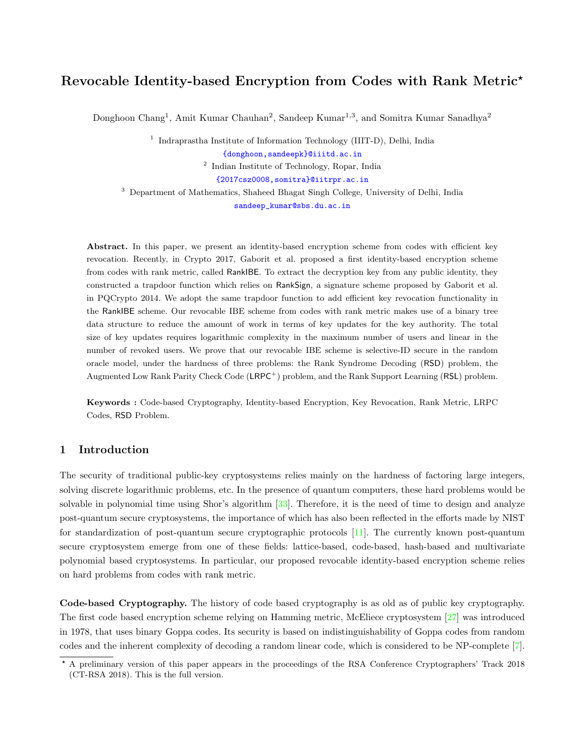# Revocable Identity-based Encryption from Codes with Rank Metric*

Donghoon Chang[1], Amit Kumar Chauhan[2], Sandeep Kumar[1,3], and Somitra Kumar Sanadhya[2]

[1] Indraprastha Institute of Information Technology (IIIT-D), Delhi, India
{donghoon,sandeepk}@iiitd.ac.in

[2] Indian Institute of Technology, Ropar, India
{2017csz0008,somitra}@iitrpr.ac.in

[3] Department of Mathematics, Shaheed Bhagat Singh College, University of Delhi, India
sandeep_kumar@sbs.du.ac.in

**Abstract.** In this paper, we present an identity-based encryption scheme from codes with efficient key revocation. Recently, in Crypto 2017, Gaborit et al. proposed a first identity-based encryption scheme from codes with rank metric, called RankIBE. To extract the decryption key from any public identity, they constructed a trapdoor function which relies on RankSign, a signature scheme proposed by Gaborit et al. in PQCrypto 2014. We adopt the same trapdoor function to add efficient key revocation functionality in the RankIBE scheme. Our revocable IBE scheme from codes with rank metric makes use of a binary tree data structure to reduce the amount of work in terms of key updates for the key authority. The total size of key updates requires logarithmic complexity in the maximum number of users and linear in the number of revoked users. We prove that our revocable IBE scheme is selective-ID secure in the random oracle model, under the hardness of three problems: the Rank Syndrome Decoding (RSD) problem, the Augmented Low Rank Parity Check Code ($\mathsf{LRPC}^+$) problem, and the Rank Support Learning (RSL) problem.

**Keywords :** Code-based Cryptography, Identity-based Encryption, Key Revocation, Rank Metric, LRPC Codes, RSD Problem.

## 1 Introduction

The security of traditional public-key cryptosystems relies mainly on the hardness of factoring large integers, solving discrete logarithmic problems, etc. In the presence of quantum computers, these hard problems would be solvable in polynomial time using Shor's algorithm [33]. Therefore, it is the need of time to design and analyze post-quantum secure cryptosystems, the importance of which has also been reflected in the efforts made by NIST for standardization of post-quantum secure cryptographic protocols [11]. The currently known post-quantum secure cryptosystem emerge from one of these fields: lattice-based, code-based, hash-based and multivariate polynomial based cryptosystems. In particular, our proposed revocable identity-based encryption scheme relies on hard problems from codes with rank metric.

**Code-based Cryptography.** The history of code based cryptography is as old as of public key cryptography. The first code based encryption scheme relying on Hamming metric, McEliece cryptosystem [27] was introduced in 1978, that uses binary Goppa codes. Its security is based on indistinguishability of Goppa codes from random codes and the inherent complexity of decoding a random linear code, which is considered to be NP-complete [7].

* A preliminary version of this paper appears in the proceedings of the RSA Conference Cryptographers' Track 2018 (CT-RSA 2018). This is the full version.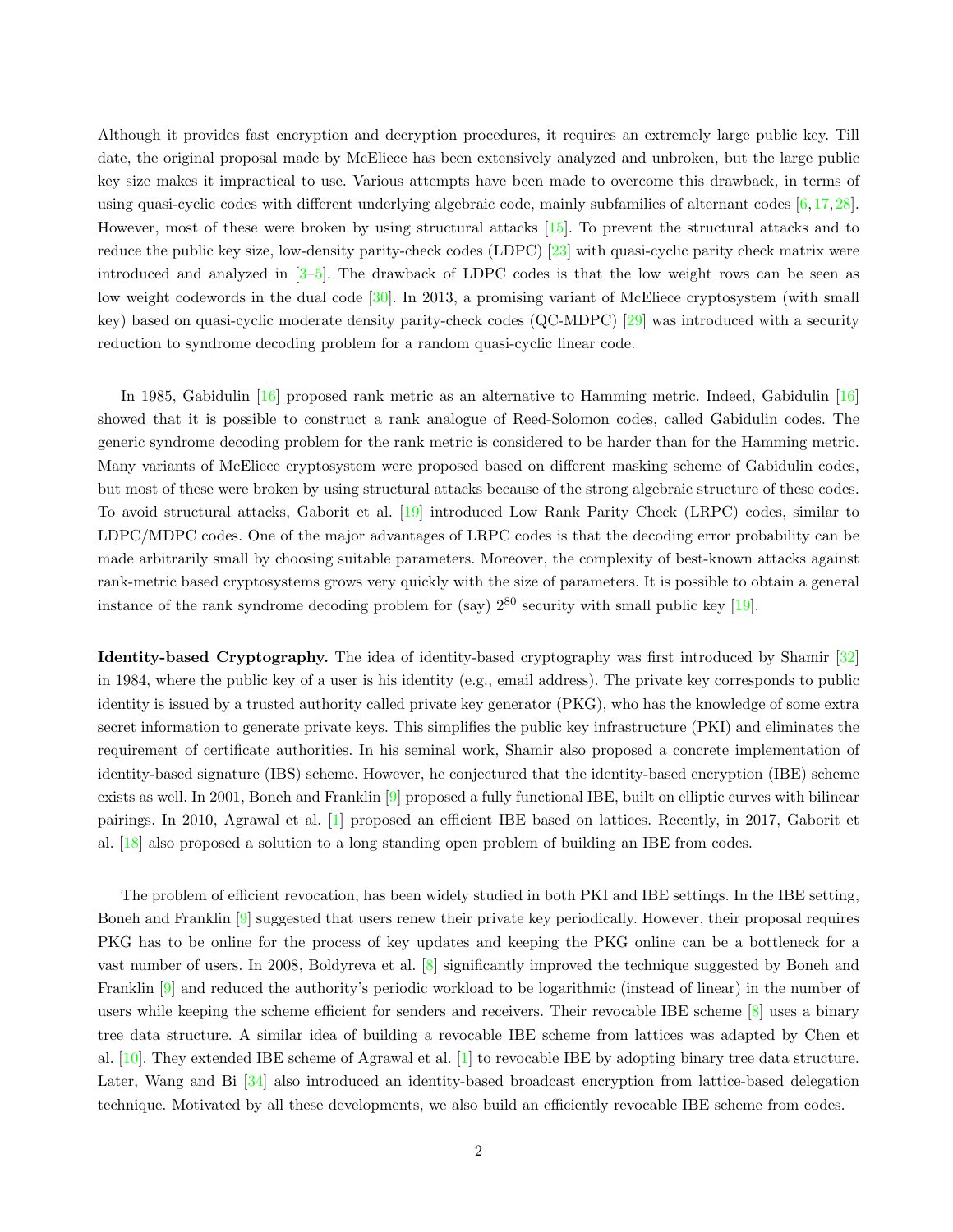Although it provides fast encryption and decryption procedures, it requires an extremely large public key. Till date, the original proposal made by McEliece has been extensively analyzed and unbroken, but the large public key size makes it impractical to use. Various attempts have been made to overcome this drawback, in terms of using quasi-cyclic codes with different underlying algebraic code, mainly subfamilies of alternant codes [6,17,28]. However, most of these were broken by using structural attacks [15]. To prevent the structural attacks and to reduce the public key size, low-density parity-check codes (LDPC) [23] with quasi-cyclic parity check matrix were introduced and analyzed in [3–5]. The drawback of LDPC codes is that the low weight rows can be seen as low weight codewords in the dual code [30]. In 2013, a promising variant of McEliece cryptosystem (with small key) based on quasi-cyclic moderate density parity-check codes (QC-MDPC) [29] was introduced with a security reduction to syndrome decoding problem for a random quasi-cyclic linear code.

In 1985, Gabidulin [16] proposed rank metric as an alternative to Hamming metric. Indeed, Gabidulin [16] showed that it is possible to construct a rank analogue of Reed-Solomon codes, called Gabidulin codes. The generic syndrome decoding problem for the rank metric is considered to be harder than for the Hamming metric. Many variants of McEliece cryptosystem were proposed based on different masking scheme of Gabidulin codes, but most of these were broken by using structural attacks because of the strong algebraic structure of these codes. To avoid structural attacks, Gaborit et al. [19] introduced Low Rank Parity Check (LRPC) codes, similar to LDPC/MDPC codes. One of the major advantages of LRPC codes is that the decoding error probability can be made arbitrarily small by choosing suitable parameters. Moreover, the complexity of best-known attacks against rank-metric based cryptosystems grows very quickly with the size of parameters. It is possible to obtain a general instance of the rank syndrome decoding problem for (say) $2^{80}$ security with small public key [19].

**Identity-based Cryptography.** The idea of identity-based cryptography was first introduced by Shamir [32] in 1984, where the public key of a user is his identity (e.g., email address). The private key corresponds to public identity is issued by a trusted authority called private key generator (PKG), who has the knowledge of some extra secret information to generate private keys. This simplifies the public key infrastructure (PKI) and eliminates the requirement of certificate authorities. In his seminal work, Shamir also proposed a concrete implementation of identity-based signature (IBS) scheme. However, he conjectured that the identity-based encryption (IBE) scheme exists as well. In 2001, Boneh and Franklin [9] proposed a fully functional IBE, built on elliptic curves with bilinear pairings. In 2010, Agrawal et al. [1] proposed an efficient IBE based on lattices. Recently, in 2017, Gaborit et al. [18] also proposed a solution to a long standing open problem of building an IBE from codes.

The problem of efficient revocation, has been widely studied in both PKI and IBE settings. In the IBE setting, Boneh and Franklin [9] suggested that users renew their private key periodically. However, their proposal requires PKG has to be online for the process of key updates and keeping the PKG online can be a bottleneck for a vast number of users. In 2008, Boldyreva et al. [8] significantly improved the technique suggested by Boneh and Franklin [9] and reduced the authority's periodic workload to be logarithmic (instead of linear) in the number of users while keeping the scheme efficient for senders and receivers. Their revocable IBE scheme [8] uses a binary tree data structure. A similar idea of building a revocable IBE scheme from lattices was adapted by Chen et al. [10]. They extended IBE scheme of Agrawal et al. [1] to revocable IBE by adopting binary tree data structure. Later, Wang and Bi [34] also introduced an identity-based broadcast encryption from lattice-based delegation technique. Motivated by all these developments, we also build an efficiently revocable IBE scheme from codes.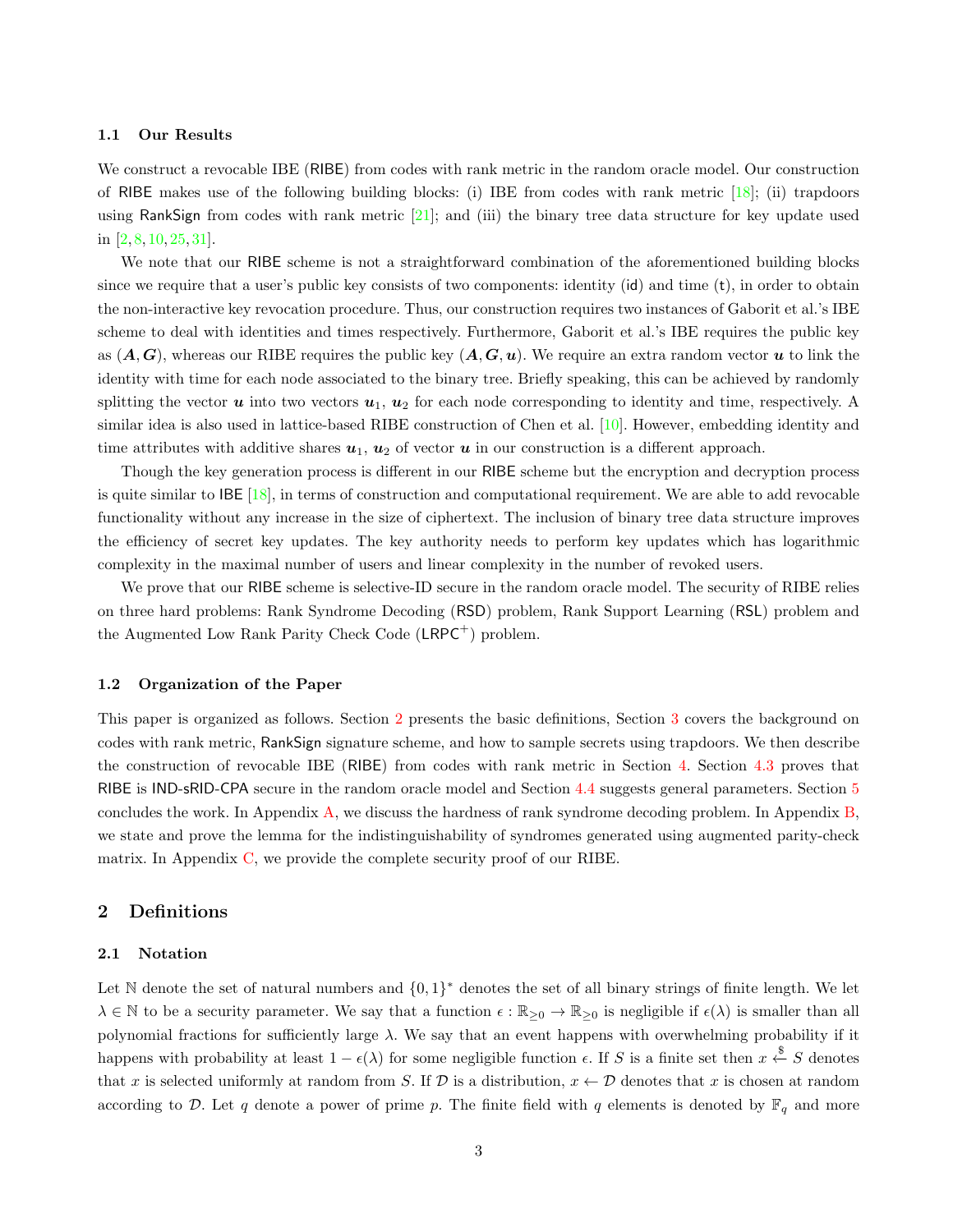### 1.1 Our Results

We construct a revocable IBE (RIBE) from codes with rank metric in the random oracle model. Our construction of RIBE makes use of the following building blocks: (i) IBE from codes with rank metric [18]; (ii) trapdoors using RankSign from codes with rank metric [21]; and (iii) the binary tree data structure for key update used in [2, 8, 10, 25, 31].

We note that our RIBE scheme is not a straightforward combination of the aforementioned building blocks since we require that a user's public key consists of two components: identity (id) and time (t), in order to obtain the non-interactive key revocation procedure. Thus, our construction requires two instances of Gaborit et al.'s IBE scheme to deal with identities and times respectively. Furthermore, Gaborit et al.'s IBE requires the public key as $(\boldsymbol{A}, \boldsymbol{G})$, whereas our RIBE requires the public key $(\boldsymbol{A}, \boldsymbol{G}, \boldsymbol{u})$. We require an extra random vector $\boldsymbol{u}$ to link the identity with time for each node associated to the binary tree. Briefly speaking, this can be achieved by randomly splitting the vector $\boldsymbol{u}$ into two vectors $\boldsymbol{u}_1$, $\boldsymbol{u}_2$ for each node corresponding to identity and time, respectively. A similar idea is also used in lattice-based RIBE construction of Chen et al. [10]. However, embedding identity and time attributes with additive shares $\boldsymbol{u}_1$, $\boldsymbol{u}_2$ of vector $\boldsymbol{u}$ in our construction is a different approach.

Though the key generation process is different in our RIBE scheme but the encryption and decryption process is quite similar to IBE [18], in terms of construction and computational requirement. We are able to add revocable functionality without any increase in the size of ciphertext. The inclusion of binary tree data structure improves the efficiency of secret key updates. The key authority needs to perform key updates which has logarithmic complexity in the maximal number of users and linear complexity in the number of revoked users.

We prove that our RIBE scheme is selective-ID secure in the random oracle model. The security of RIBE relies on three hard problems: Rank Syndrome Decoding (RSD) problem, Rank Support Learning (RSL) problem and the Augmented Low Rank Parity Check Code ($\mathsf{LRPC}^+$) problem.

### 1.2 Organization of the Paper

This paper is organized as follows. Section 2 presents the basic definitions, Section 3 covers the background on codes with rank metric, RankSign signature scheme, and how to sample secrets using trapdoors. We then describe the construction of revocable IBE (RIBE) from codes with rank metric in Section 4. Section 4.3 proves that RIBE is IND-sRID-CPA secure in the random oracle model and Section 4.4 suggests general parameters. Section 5 concludes the work. In Appendix A, we discuss the hardness of rank syndrome decoding problem. In Appendix B, we state and prove the lemma for the indistinguishability of syndromes generated using augmented parity-check matrix. In Appendix C, we provide the complete security proof of our RIBE.

## 2 Definitions

### 2.1 Notation

Let $\mathbb{N}$ denote the set of natural numbers and $\{0, 1\}^*$ denotes the set of all binary strings of finite length. We let $\lambda \in \mathbb{N}$ to be a security parameter. We say that a function $\epsilon : \mathbb{R}_{\geq 0} \to \mathbb{R}_{\geq 0}$ is negligible if $\epsilon(\lambda)$ is smaller than all polynomial fractions for sufficiently large $\lambda$. We say that an event happens with overwhelming probability if it happens with probability at least $1 - \epsilon(\lambda)$ for some negligible function $\epsilon$. If $S$ is a finite set then $x \xleftarrow{\$} S$ denotes that $x$ is selected uniformly at random from $S$. If $\mathcal{D}$ is a distribution, $x \leftarrow \mathcal{D}$ denotes that $x$ is chosen at random according to $\mathcal{D}$. Let $q$ denote a power of prime $p$. The finite field with $q$ elements is denoted by $\mathbb{F}_q$ and more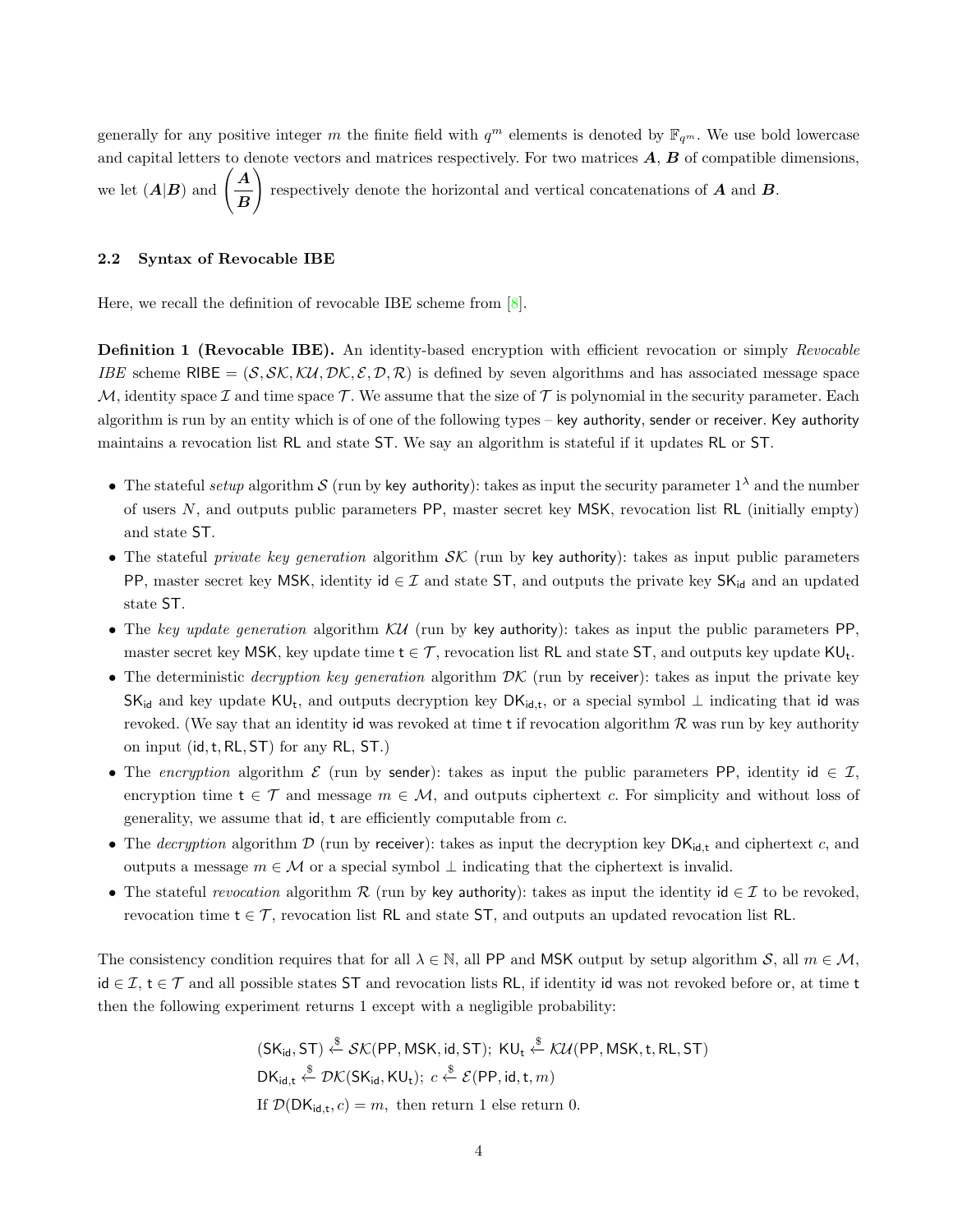generally for any positive integer $m$ the finite field with $q^m$ elements is denoted by $\mathbb{F}_{q^m}$. We use bold lowercase and capital letters to denote vectors and matrices respectively. For two matrices $\boldsymbol{A}, \boldsymbol{B}$ of compatible dimensions, we let $(\boldsymbol{A}|\boldsymbol{B})$ and $\begin{pmatrix} \boldsymbol{A} \\ \hline \boldsymbol{B} \end{pmatrix}$ respectively denote the horizontal and vertical concatenations of $\boldsymbol{A}$ and $\boldsymbol{B}$.

### 2.2 Syntax of Revocable IBE

Here, we recall the definition of revocable IBE scheme from [8].

**Definition 1 (Revocable IBE).** An identity-based encryption with efficient revocation or simply *Revocable IBE* scheme $\mathsf{RIBE} = (\mathcal{S}, \mathcal{SK}, \mathcal{KU}, \mathcal{DK}, \mathcal{E}, \mathcal{D}, \mathcal{R})$ is defined by seven algorithms and has associated message space $\mathcal{M}$, identity space $\mathcal{I}$ and time space $\mathcal{T}$. We assume that the size of $\mathcal{T}$ is polynomial in the security parameter. Each algorithm is run by an entity which is of one of the following types – key authority, sender or receiver. Key authority maintains a revocation list $\mathsf{RL}$ and state $\mathsf{ST}$. We say an algorithm is stateful if it updates $\mathsf{RL}$ or $\mathsf{ST}$.

- The stateful *setup* algorithm $\mathcal{S}$ (run by key authority): takes as input the security parameter $1^\lambda$ and the number of users $N$, and outputs public parameters $\mathsf{PP}$, master secret key $\mathsf{MSK}$, revocation list $\mathsf{RL}$ (initially empty) and state $\mathsf{ST}$.
- The stateful *private key generation* algorithm $\mathcal{SK}$ (run by key authority): takes as input public parameters $\mathsf{PP}$, master secret key $\mathsf{MSK}$, identity $\mathsf{id} \in \mathcal{I}$ and state $\mathsf{ST}$, and outputs the private key $\mathsf{SK}_{\mathsf{id}}$ and an updated state $\mathsf{ST}$.
- The *key update generation* algorithm $\mathcal{KU}$ (run by key authority): takes as input the public parameters $\mathsf{PP}$, master secret key $\mathsf{MSK}$, key update time $\mathsf{t} \in \mathcal{T}$, revocation list $\mathsf{RL}$ and state $\mathsf{ST}$, and outputs key update $\mathsf{KU}_{\mathsf{t}}$.
- The deterministic *decryption key generation* algorithm $\mathcal{DK}$ (run by receiver): takes as input the private key $\mathsf{SK}_{\mathsf{id}}$ and key update $\mathsf{KU}_{\mathsf{t}}$, and outputs decryption key $\mathsf{DK}_{\mathsf{id},\mathsf{t}}$, or a special symbol $\perp$ indicating that $\mathsf{id}$ was revoked. (We say that an identity $\mathsf{id}$ was revoked at time $\mathsf{t}$ if revocation algorithm $\mathcal{R}$ was run by key authority on input $(\mathsf{id}, \mathsf{t}, \mathsf{RL}, \mathsf{ST})$ for any $\mathsf{RL}$, $\mathsf{ST}$.)
- The *encryption* algorithm $\mathcal{E}$ (run by sender): takes as input the public parameters $\mathsf{PP}$, identity $\mathsf{id} \in \mathcal{I}$, encryption time $\mathsf{t} \in \mathcal{T}$ and message $m \in \mathcal{M}$, and outputs ciphertext $c$. For simplicity and without loss of generality, we assume that $\mathsf{id}$, $\mathsf{t}$ are efficiently computable from $c$.
- The *decryption* algorithm $\mathcal{D}$ (run by receiver): takes as input the decryption key $\mathsf{DK}_{\mathsf{id},\mathsf{t}}$ and ciphertext $c$, and outputs a message $m \in \mathcal{M}$ or a special symbol $\perp$ indicating that the ciphertext is invalid.
- The stateful *revocation* algorithm $\mathcal{R}$ (run by key authority): takes as input the identity $\mathsf{id} \in \mathcal{I}$ to be revoked, revocation time $\mathsf{t} \in \mathcal{T}$, revocation list $\mathsf{RL}$ and state $\mathsf{ST}$, and outputs an updated revocation list $\mathsf{RL}$.

The consistency condition requires that for all $\lambda \in \mathbb{N}$, all $\mathsf{PP}$ and $\mathsf{MSK}$ output by setup algorithm $\mathcal{S}$, all $m \in \mathcal{M}$, $\mathsf{id} \in \mathcal{I}$, $\mathsf{t} \in \mathcal{T}$ and all possible states $\mathsf{ST}$ and revocation lists $\mathsf{RL}$, if identity $\mathsf{id}$ was not revoked before or, at time $\mathsf{t}$ then the following experiment returns 1 except with a negligible probability:

$$
\begin{aligned}
&(\mathsf{SK}_{\mathsf{id}}, \mathsf{ST}) \xleftarrow{\$} \mathcal{SK}(\mathsf{PP}, \mathsf{MSK}, \mathsf{id}, \mathsf{ST});\ \mathsf{KU}_{\mathsf{t}} \xleftarrow{\$} \mathcal{KU}(\mathsf{PP}, \mathsf{MSK}, \mathsf{t}, \mathsf{RL}, \mathsf{ST}) \\
&\mathsf{DK}_{\mathsf{id},\mathsf{t}} \xleftarrow{\$} \mathcal{DK}(\mathsf{SK}_{\mathsf{id}}, \mathsf{KU}_{\mathsf{t}});\ c \xleftarrow{\$} \mathcal{E}(\mathsf{PP}, \mathsf{id}, \mathsf{t}, m) \\
&\text{If } \mathcal{D}(\mathsf{DK}_{\mathsf{id},\mathsf{t}}, c) = m, \text{ then return 1 else return 0.}
\end{aligned}
$$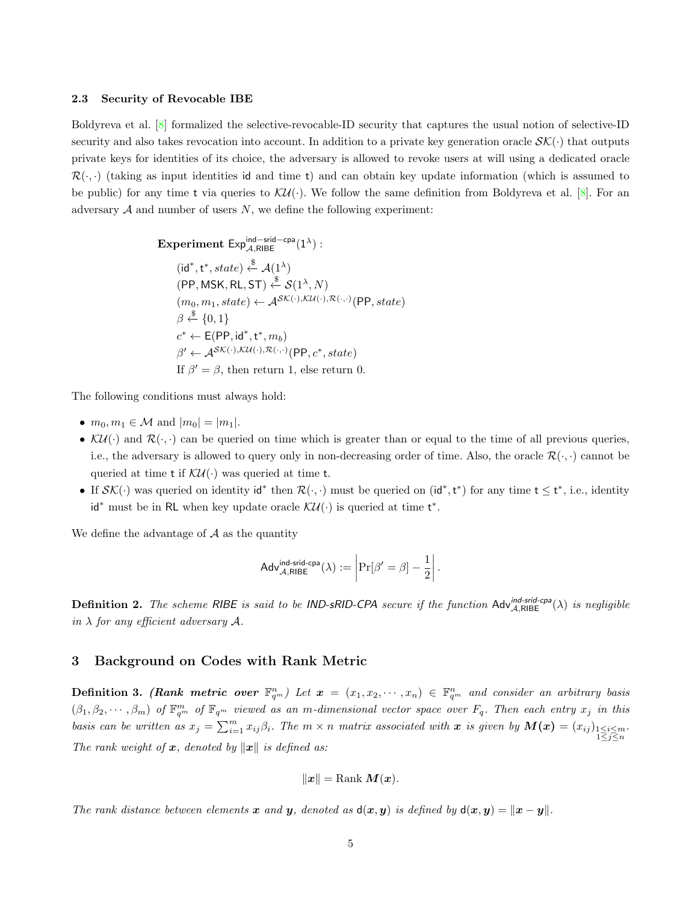### 2.3 Security of Revocable IBE

Boldyreva et al. [8] formalized the selective-revocable-ID security that captures the usual notion of selective-ID security and also takes revocation into account. In addition to a private key generation oracle $\mathcal{SK}(\cdot)$ that outputs private keys for identities of its choice, the adversary is allowed to revoke users at will using a dedicated oracle $\mathcal{R}(\cdot,\cdot)$ (taking as input identities $\mathsf{id}$ and time $\mathsf{t}$) and can obtain key update information (which is assumed to be public) for any time $\mathsf{t}$ via queries to $\mathcal{KU}(\cdot)$. We follow the same definition from Boldyreva et al. [8]. For an adversary $\mathcal{A}$ and number of users $N$, we define the following experiment:

**Experiment** $\mathsf{Exp}^{\mathsf{ind-srid-cpa}}_{\mathcal{A},\mathsf{RIBE}}(1^\lambda)$ :

$(\mathsf{id}^*, \mathsf{t}^*, state) \xleftarrow{\$} \mathcal{A}(1^\lambda)$
$(\mathsf{PP}, \mathsf{MSK}, \mathsf{RL}, \mathsf{ST}) \xleftarrow{\$} \mathcal{S}(1^\lambda, N)$
$(m_0, m_1, state) \leftarrow \mathcal{A}^{\mathcal{SK}(\cdot),\mathcal{KU}(\cdot),\mathcal{R}(\cdot,\cdot)}(\mathsf{PP}, state)$
$\beta \xleftarrow{\$} \{0,1\}$
$c^* \leftarrow \mathsf{E}(\mathsf{PP}, \mathsf{id}^*, \mathsf{t}^*, m_b)$
$\beta' \leftarrow \mathcal{A}^{\mathcal{SK}(\cdot),\mathcal{KU}(\cdot),\mathcal{R}(\cdot,\cdot)}(\mathsf{PP}, c^*, state)$
If $\beta' = \beta$, then return 1, else return 0.

The following conditions must always hold:

- $m_0, m_1 \in \mathcal{M}$ and $|m_0| = |m_1|$.
- $\mathcal{KU}(\cdot)$ and $\mathcal{R}(\cdot,\cdot)$ can be queried on time which is greater than or equal to the time of all previous queries, i.e., the adversary is allowed to query only in non-decreasing order of time. Also, the oracle $\mathcal{R}(\cdot,\cdot)$ cannot be queried at time $\mathsf{t}$ if $\mathcal{KU}(\cdot)$ was queried at time $\mathsf{t}$.
- If $\mathcal{SK}(\cdot)$ was queried on identity $\mathsf{id}^*$ then $\mathcal{R}(\cdot,\cdot)$ must be queried on $(\mathsf{id}^*, \mathsf{t}^*)$ for any time $\mathsf{t} \leq \mathsf{t}^*$, i.e., identity $\mathsf{id}^*$ must be in $\mathsf{RL}$ when key update oracle $\mathcal{KU}(\cdot)$ is queried at time $\mathsf{t}^*$.

We define the advantage of $\mathcal{A}$ as the quantity

$$\mathsf{Adv}^{\mathsf{ind\text{-}srid\text{-}cpa}}_{\mathcal{A},\mathsf{RIBE}}(\lambda) := \left| \Pr[\beta' = \beta] - \frac{1}{2} \right|.$$

**Definition 2.** *The scheme RIBE is said to be IND-sRID-CPA secure if the function* $\mathsf{Adv}^{\mathsf{ind\text{-}srid\text{-}cpa}}_{\mathcal{A},\mathsf{RIBE}}(\lambda)$ *is negligible in* $\lambda$ *for any efficient adversary* $\mathcal{A}$.

## 3 Background on Codes with Rank Metric

**Definition 3.** ***(Rank metric over*** $\mathbb{F}^n_{q^m}$***)*** *Let* $\boldsymbol{x} = (x_1, x_2, \cdots, x_n) \in \mathbb{F}^n_{q^m}$ *and consider an arbitrary basis* $(\beta_1, \beta_2, \cdots, \beta_m)$ *of* $\mathbb{F}^m_{q^m}$ *of* $\mathbb{F}_{q^m}$ *viewed as an m-dimensional vector space over* $F_q$*. Then each entry* $x_j$ *in this basis can be written as* $x_j = \sum_{i=1}^m x_{ij}\beta_i$*. The* $m \times n$ *matrix associated with* $\boldsymbol{x}$ *is given by* $\boldsymbol{M(x)} = (x_{ij})_{\substack{1\leq i\leq m \\ 1\leq j\leq n}}$*. The rank weight of* $\boldsymbol{x}$*, denoted by* $\|\boldsymbol{x}\|$ *is defined as:*

$$\|\boldsymbol{x}\| = \text{Rank}\ \boldsymbol{M}(\boldsymbol{x}).$$

*The rank distance between elements* $\boldsymbol{x}$ *and* $\boldsymbol{y}$*, denoted as* $\mathsf{d}(\boldsymbol{x}, \boldsymbol{y})$ *is defined by* $\mathsf{d}(\boldsymbol{x}, \boldsymbol{y}) = \|\boldsymbol{x} - \boldsymbol{y}\|$.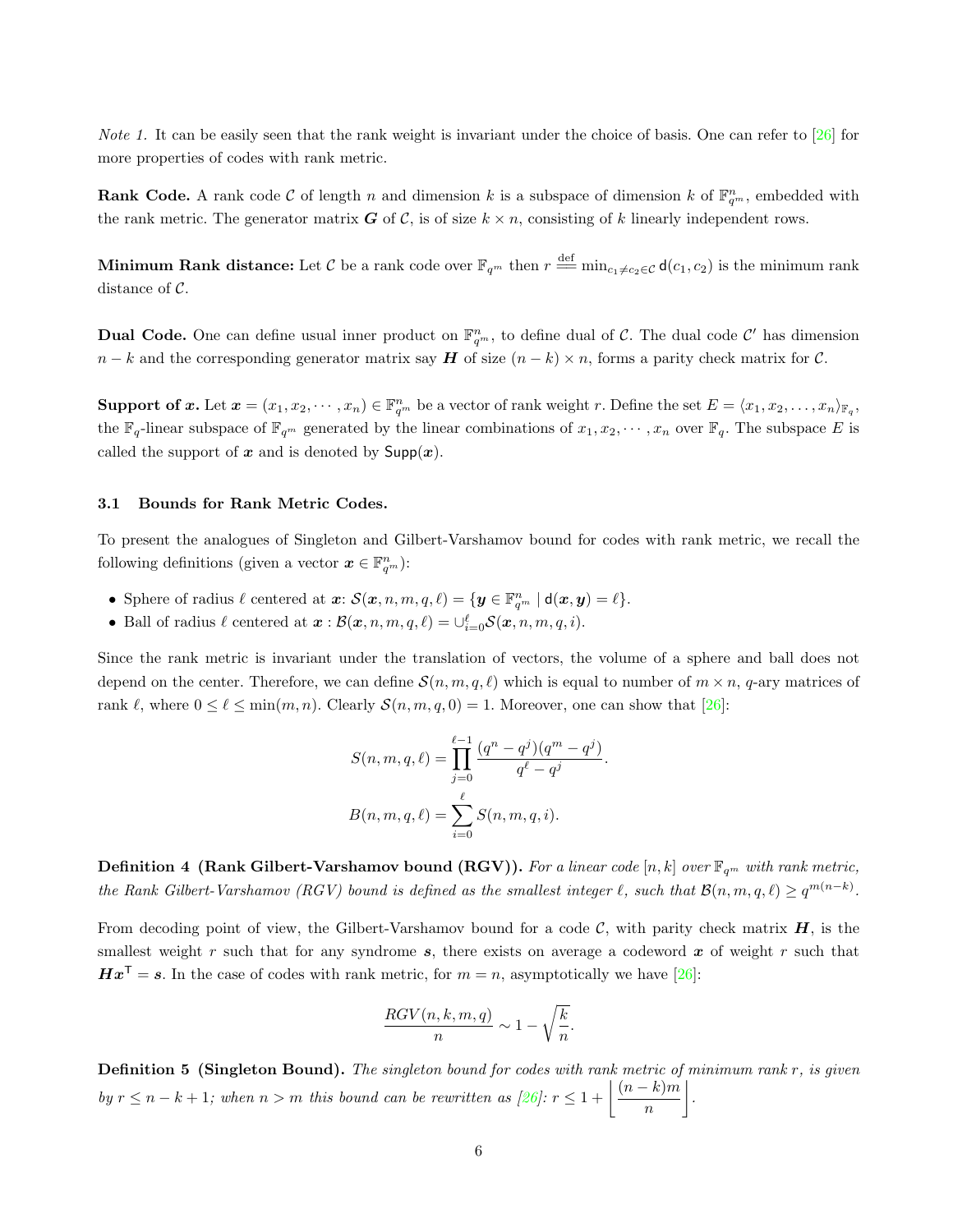*Note 1.* It can be easily seen that the rank weight is invariant under the choice of basis. One can refer to [26] for more properties of codes with rank metric.

**Rank Code.** A rank code $\mathcal{C}$ of length $n$ and dimension $k$ is a subspace of dimension $k$ of $\mathbb{F}_{q^m}^n$, embedded with the rank metric. The generator matrix $\boldsymbol{G}$ of $\mathcal{C}$, is of size $k \times n$, consisting of $k$ linearly independent rows.

**Minimum Rank distance:** Let $\mathcal{C}$ be a rank code over $\mathbb{F}_{q^m}$ then $r \stackrel{\text{def}}{=\!=} \min_{c_1 \neq c_2 \in \mathcal{C}} \mathsf{d}(c_1, c_2)$ is the minimum rank distance of $\mathcal{C}$.

**Dual Code.** One can define usual inner product on $\mathbb{F}_{q^m}^n$, to define dual of $\mathcal{C}$. The dual code $\mathcal{C}'$ has dimension $n-k$ and the corresponding generator matrix say $\boldsymbol{H}$ of size $(n-k) \times n$, forms a parity check matrix for $\mathcal{C}$.

**Support of $\boldsymbol{x}$.** Let $\boldsymbol{x} = (x_1, x_2, \cdots, x_n) \in \mathbb{F}_{q^m}^n$ be a vector of rank weight $r$. Define the set $E = \langle x_1, x_2, \ldots, x_n \rangle_{\mathbb{F}_q}$, the $\mathbb{F}_q$-linear subspace of $\mathbb{F}_{q^m}$ generated by the linear combinations of $x_1, x_2, \cdots, x_n$ over $\mathbb{F}_q$. The subspace $E$ is called the support of $\boldsymbol{x}$ and is denoted by $\mathsf{Supp}(\boldsymbol{x})$.

### 3.1 Bounds for Rank Metric Codes.

To present the analogues of Singleton and Gilbert-Varshamov bound for codes with rank metric, we recall the following definitions (given a vector $\boldsymbol{x} \in \mathbb{F}_{q^m}^n$):

- Sphere of radius $\ell$ centered at $\boldsymbol{x}$: $\mathcal{S}(\boldsymbol{x}, n, m, q, \ell) = \{\boldsymbol{y} \in \mathbb{F}_{q^m}^n \mid \mathsf{d}(\boldsymbol{x}, \boldsymbol{y}) = \ell\}$.
- Ball of radius $\ell$ centered at $\boldsymbol{x}$ : $\mathcal{B}(\boldsymbol{x}, n, m, q, \ell) = \cup_{i=0}^{\ell} \mathcal{S}(\boldsymbol{x}, n, m, q, i)$.

Since the rank metric is invariant under the translation of vectors, the volume of a sphere and ball does not depend on the center. Therefore, we can define $\mathcal{S}(n, m, q, \ell)$ which is equal to number of $m \times n$, $q$-ary matrices of rank $\ell$, where $0 \leq \ell \leq \min(m, n)$. Clearly $\mathcal{S}(n, m, q, 0) = 1$. Moreover, one can show that [26]:

$$S(n, m, q, \ell) = \prod_{j=0}^{\ell-1} \frac{(q^n - q^j)(q^m - q^j)}{q^\ell - q^j}.$$

$$B(n, m, q, \ell) = \sum_{i=0}^{\ell} S(n, m, q, i).$$

**Definition 4 (Rank Gilbert-Varshamov bound (RGV)).** *For a linear code $[n, k]$ over $\mathbb{F}_{q^m}$ with rank metric, the Rank Gilbert-Varshamov (RGV) bound is defined as the smallest integer $\ell$, such that $\mathcal{B}(n, m, q, \ell) \geq q^{m(n-k)}$.*

From decoding point of view, the Gilbert-Varshamov bound for a code $\mathcal{C}$, with parity check matrix $\boldsymbol{H}$, is the smallest weight $r$ such that for any syndrome $\boldsymbol{s}$, there exists on average a codeword $\boldsymbol{x}$ of weight $r$ such that $\boldsymbol{H}\boldsymbol{x}^{\mathsf{T}} = \boldsymbol{s}$. In the case of codes with rank metric, for $m = n$, asymptotically we have [26]:

$$\frac{RGV(n, k, m, q)}{n} \sim 1 - \sqrt{\frac{k}{n}}.$$

**Definition 5 (Singleton Bound).** *The singleton bound for codes with rank metric of minimum rank $r$, is given by $r \leq n - k + 1$; when $n > m$ this bound can be rewritten as [26]: $r \leq 1 + \left\lfloor \frac{(n-k)m}{n} \right\rfloor$.*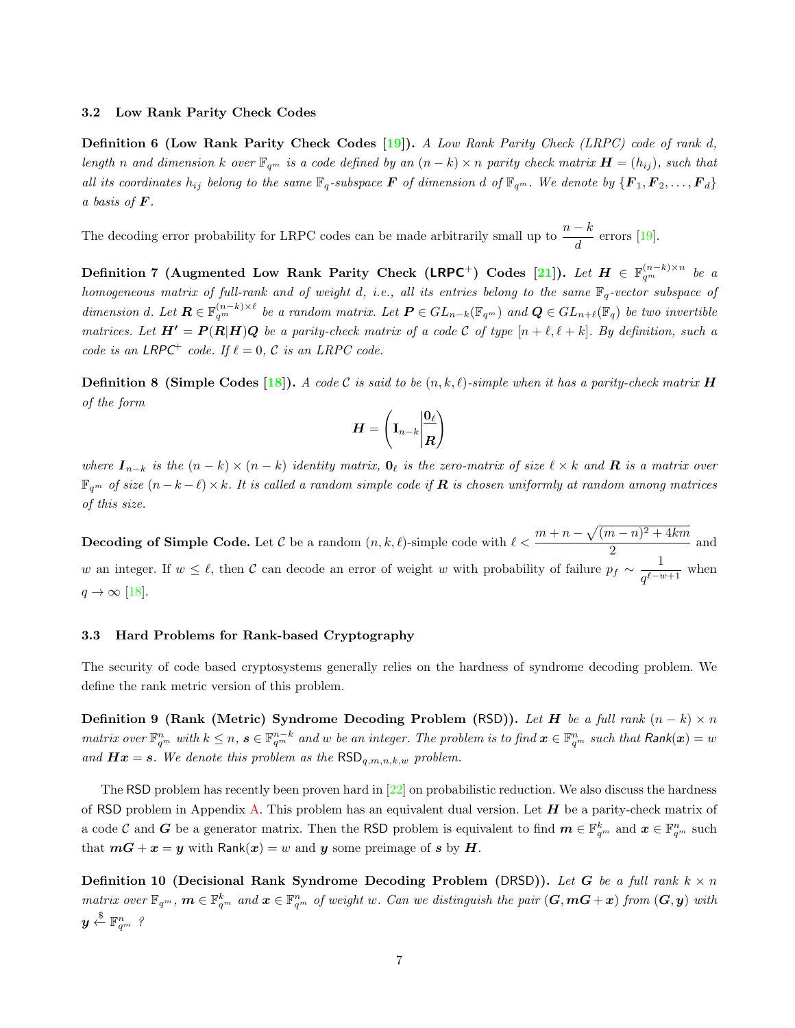### 3.2 Low Rank Parity Check Codes

**Definition 6 (Low Rank Parity Check Codes [19]).** *A Low Rank Parity Check (LRPC) code of rank $d$, length $n$ and dimension $k$ over $\mathbb{F}_{q^m}$ is a code defined by an $(n-k) \times n$ parity check matrix $\boldsymbol{H} = (h_{ij})$, such that all its coordinates $h_{ij}$ belong to the same $\mathbb{F}_q$-subspace $\boldsymbol{F}$ of dimension $d$ of $\mathbb{F}_{q^m}$. We denote by $\{\boldsymbol{F}_1, \boldsymbol{F}_2, \ldots, \boldsymbol{F}_d\}$ a basis of $\boldsymbol{F}$.*

The decoding error probability for LRPC codes can be made arbitrarily small up to $\dfrac{n-k}{d}$ errors [19].

**Definition 7 (Augmented Low Rank Parity Check ($\mathsf{LRPC}^+$) Codes [21]).** *Let $\boldsymbol{H} \in \mathbb{F}_{q^m}^{(n-k)\times n}$ be a homogeneous matrix of full-rank and of weight $d$, i.e., all its entries belong to the same $\mathbb{F}_q$-vector subspace of dimension $d$. Let $\boldsymbol{R} \in \mathbb{F}_{q^m}^{(n-k)\times \ell}$ be a random matrix. Let $\boldsymbol{P} \in GL_{n-k}(\mathbb{F}_{q^m})$ and $\boldsymbol{Q} \in GL_{n+\ell}(\mathbb{F}_q)$ be two invertible matrices. Let $\boldsymbol{H'} = \boldsymbol{P}(\boldsymbol{R}|\boldsymbol{H})\boldsymbol{Q}$ be a parity-check matrix of a code $\mathcal{C}$ of type $[n+\ell, \ell+k]$. By definition, such a code is an $\mathsf{LRPC}^+$ code. If $\ell = 0$, $\mathcal{C}$ is an LRPC code.*

**Definition 8 (Simple Codes [18]).** *A code $\mathcal{C}$ is said to be $(n, k, \ell)$-simple when it has a parity-check matrix $\boldsymbol{H}$ of the form*

$$\boldsymbol{H} = \left( \mathbf{I}_{n-k} \middle| \begin{matrix} \mathbf{0}_\ell \\ \boldsymbol{R} \end{matrix} \right)$$

*where $\boldsymbol{I}_{n-k}$ is the $(n-k) \times (n-k)$ identity matrix, $\mathbf{0}_\ell$ is the zero-matrix of size $\ell \times k$ and $\boldsymbol{R}$ is a matrix over $\mathbb{F}_{q^m}$ of size $(n-k-\ell) \times k$. It is called a random simple code if $\boldsymbol{R}$ is chosen uniformly at random among matrices of this size.*

**Decoding of Simple Code.** Let $\mathcal{C}$ be a random $(n, k, \ell)$-simple code with $\ell < \dfrac{m+n-\sqrt{(m-n)^2+4km}}{2}$ and $w$ an integer. If $w \leq \ell$, then $\mathcal{C}$ can decode an error of weight $w$ with probability of failure $p_f \sim \dfrac{1}{q^{\ell-w+1}}$ when $q \to \infty$ [18].

### 3.3 Hard Problems for Rank-based Cryptography

The security of code based cryptosystems generally relies on the hardness of syndrome decoding problem. We define the rank metric version of this problem.

**Definition 9 (Rank (Metric) Syndrome Decoding Problem ($\mathsf{RSD}$)).** *Let $\boldsymbol{H}$ be a full rank $(n-k) \times n$ matrix over $\mathbb{F}_{q^m}^n$ with $k \leq n$, $\boldsymbol{s} \in \mathbb{F}_{q^m}^{n-k}$ and $w$ be an integer. The problem is to find $\boldsymbol{x} \in \mathbb{F}_{q^m}^n$ such that $\mathsf{Rank}(\boldsymbol{x}) = w$ and $\boldsymbol{H}\boldsymbol{x} = \boldsymbol{s}$. We denote this problem as the $\mathsf{RSD}_{q,m,n,k,w}$ problem.*

The $\mathsf{RSD}$ problem has recently been proven hard in [22] on probabilistic reduction. We also discuss the hardness of $\mathsf{RSD}$ problem in Appendix A. This problem has an equivalent dual version. Let $\boldsymbol{H}$ be a parity-check matrix of a code $\mathcal{C}$ and $\boldsymbol{G}$ be a generator matrix. Then the $\mathsf{RSD}$ problem is equivalent to find $\boldsymbol{m} \in \mathbb{F}_{q^m}^k$ and $\boldsymbol{x} \in \mathbb{F}_{q^m}^n$ such that $\boldsymbol{m}\boldsymbol{G} + \boldsymbol{x} = \boldsymbol{y}$ with $\mathsf{Rank}(\boldsymbol{x}) = w$ and $\boldsymbol{y}$ some preimage of $\boldsymbol{s}$ by $\boldsymbol{H}$.

**Definition 10 (Decisional Rank Syndrome Decoding Problem ($\mathsf{DRSD}$)).** *Let $\boldsymbol{G}$ be a full rank $k \times n$ matrix over $\mathbb{F}_{q^m}$, $\boldsymbol{m} \in \mathbb{F}_{q^m}^k$ and $\boldsymbol{x} \in \mathbb{F}_{q^m}^n$ of weight $w$. Can we distinguish the pair $(\boldsymbol{G}, \boldsymbol{m}\boldsymbol{G} + \boldsymbol{x})$ from $(\boldsymbol{G}, \boldsymbol{y})$ with $\boldsymbol{y} \overset{\$}{\leftarrow} \mathbb{F}_{q^m}^n$ ?*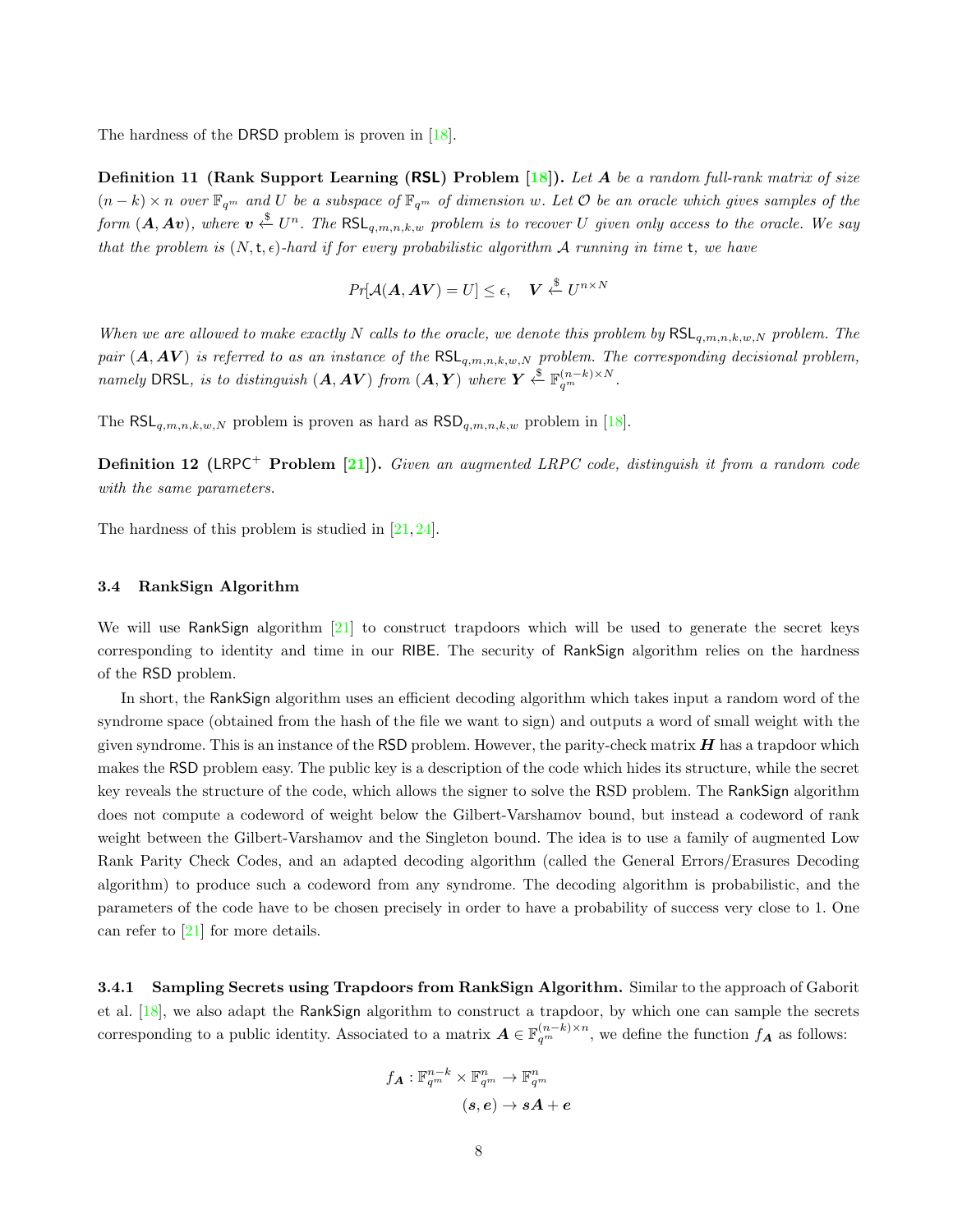The hardness of the DRSD problem is proven in [18].

**Definition 11 (Rank Support Learning (RSL) Problem [18]).** *Let $\boldsymbol{A}$ be a random full-rank matrix of size $(n-k) \times n$ over $\mathbb{F}_{q^m}$ and $U$ be a subspace of $\mathbb{F}_{q^m}$ of dimension $w$. Let $\mathcal{O}$ be an oracle which gives samples of the form $(\boldsymbol{A}, \boldsymbol{A}\boldsymbol{v})$, where $\boldsymbol{v} \xleftarrow{\$} U^n$. The $\mathsf{RSL}_{q,m,n,k,w}$ problem is to recover $U$ given only access to the oracle. We say that the problem is $(N, \mathsf{t}, \epsilon)$-hard if for every probabilistic algorithm $\mathcal{A}$ running in time $\mathsf{t}$, we have*

$$Pr[\mathcal{A}(\boldsymbol{A}, \boldsymbol{A}\boldsymbol{V}) = U] \leq \epsilon, \quad \boldsymbol{V} \xleftarrow{\$} U^{n \times N}$$

*When we are allowed to make exactly $N$ calls to the oracle, we denote this problem by $\mathsf{RSL}_{q,m,n,k,w,N}$ problem. The pair $(\boldsymbol{A}, \boldsymbol{A}\boldsymbol{V})$ is referred to as an instance of the $\mathsf{RSL}_{q,m,n,k,w,N}$ problem. The corresponding decisional problem, namely DRSL, is to distinguish $(\boldsymbol{A}, \boldsymbol{A}\boldsymbol{V})$ from $(\boldsymbol{A}, \boldsymbol{Y})$ where $\boldsymbol{Y} \xleftarrow{\$} \mathbb{F}_{q^m}^{(n-k)\times N}$.*

The $\mathsf{RSL}_{q,m,n,k,w,N}$ problem is proven as hard as $\mathsf{RSD}_{q,m,n,k,w}$ problem in [18].

**Definition 12 ($\mathsf{LRPC}^+$ Problem [21]).** *Given an augmented LRPC code, distinguish it from a random code with the same parameters.*

The hardness of this problem is studied in [21, 24].

### 3.4 RankSign Algorithm

We will use RankSign algorithm [21] to construct trapdoors which will be used to generate the secret keys corresponding to identity and time in our RIBE. The security of RankSign algorithm relies on the hardness of the RSD problem.

In short, the RankSign algorithm uses an efficient decoding algorithm which takes input a random word of the syndrome space (obtained from the hash of the file we want to sign) and outputs a word of small weight with the given syndrome. This is an instance of the RSD problem. However, the parity-check matrix $\boldsymbol{H}$ has a trapdoor which makes the RSD problem easy. The public key is a description of the code which hides its structure, while the secret key reveals the structure of the code, which allows the signer to solve the RSD problem. The RankSign algorithm does not compute a codeword of weight below the Gilbert-Varshamov bound, but instead a codeword of rank weight between the Gilbert-Varshamov and the Singleton bound. The idea is to use a family of augmented Low Rank Parity Check Codes, and an adapted decoding algorithm (called the General Errors/Erasures Decoding algorithm) to produce such a codeword from any syndrome. The decoding algorithm is probabilistic, and the parameters of the code have to be chosen precisely in order to have a probability of success very close to 1. One can refer to [21] for more details.

#### 3.4.1 Sampling Secrets using Trapdoors from RankSign Algorithm.

Similar to the approach of Gaborit et al. [18], we also adapt the RankSign algorithm to construct a trapdoor, by which one can sample the secrets corresponding to a public identity. Associated to a matrix $\boldsymbol{A} \in \mathbb{F}_{q^m}^{(n-k)\times n}$, we define the function $f_{\boldsymbol{A}}$ as follows:

$$f_{\boldsymbol{A}} : \mathbb{F}_{q^m}^{n-k} \times \mathbb{F}_{q^m}^{n} \to \mathbb{F}_{q^m}^{n}$$
$$(\boldsymbol{s}, \boldsymbol{e}) \to \boldsymbol{s}\boldsymbol{A} + \boldsymbol{e}$$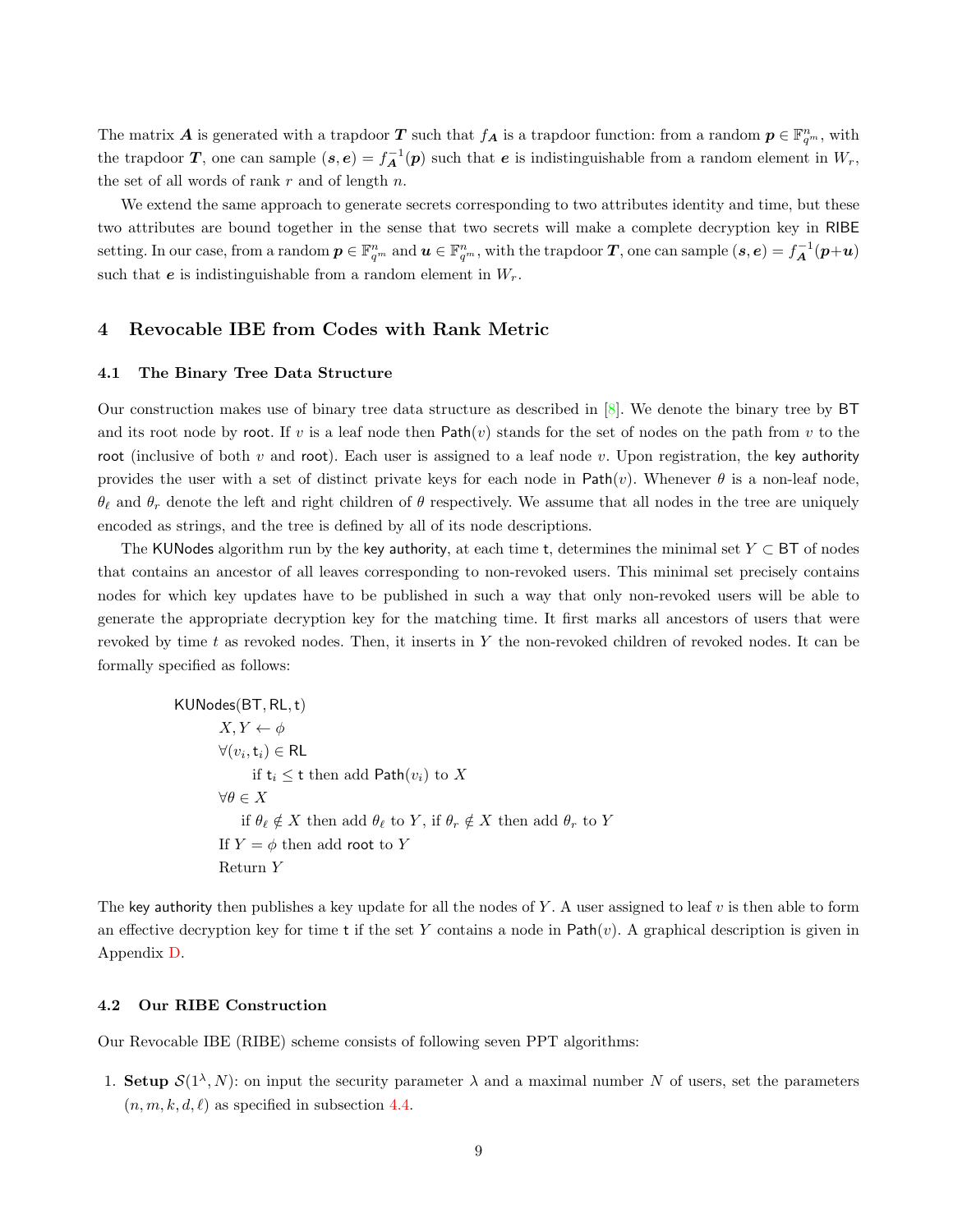The matrix $\boldsymbol{A}$ is generated with a trapdoor $\boldsymbol{T}$ such that $f_{\boldsymbol{A}}$ is a trapdoor function: from a random $\boldsymbol{p} \in \mathbb{F}_{q^m}^n$, with the trapdoor $\boldsymbol{T}$, one can sample $(\boldsymbol{s}, \boldsymbol{e}) = f_{\boldsymbol{A}}^{-1}(\boldsymbol{p})$ such that $\boldsymbol{e}$ is indistinguishable from a random element in $W_r$, the set of all words of rank $r$ and of length $n$.

We extend the same approach to generate secrets corresponding to two attributes identity and time, but these two attributes are bound together in the sense that two secrets will make a complete decryption key in RIBE setting. In our case, from a random $\boldsymbol{p} \in \mathbb{F}_{q^m}^n$ and $\boldsymbol{u} \in \mathbb{F}_{q^m}^n$, with the trapdoor $\boldsymbol{T}$, one can sample $(\boldsymbol{s}, \boldsymbol{e}) = f_{\boldsymbol{A}}^{-1}(\boldsymbol{p}+\boldsymbol{u})$ such that $\boldsymbol{e}$ is indistinguishable from a random element in $W_r$.

## 4 Revocable IBE from Codes with Rank Metric

### 4.1 The Binary Tree Data Structure

Our construction makes use of binary tree data structure as described in [8]. We denote the binary tree by BT and its root node by root. If $v$ is a leaf node then $\mathsf{Path}(v)$ stands for the set of nodes on the path from $v$ to the root (inclusive of both $v$ and root). Each user is assigned to a leaf node $v$. Upon registration, the key authority provides the user with a set of distinct private keys for each node in $\mathsf{Path}(v)$. Whenever $\theta$ is a non-leaf node, $\theta_\ell$ and $\theta_r$ denote the left and right children of $\theta$ respectively. We assume that all nodes in the tree are uniquely encoded as strings, and the tree is defined by all of its node descriptions.

The KUNodes algorithm run by the key authority, at each time t, determines the minimal set $Y \subset \mathsf{BT}$ of nodes that contains an ancestor of all leaves corresponding to non-revoked users. This minimal set precisely contains nodes for which key updates have to be published in such a way that only non-revoked users will be able to generate the appropriate decryption key for the matching time. It first marks all ancestors of users that were revoked by time $t$ as revoked nodes. Then, it inserts in $Y$ the non-revoked children of revoked nodes. It can be formally specified as follows:

$\mathsf{KUNodes}(\mathsf{BT}, \mathsf{RL}, \mathsf{t})$
- $X, Y \leftarrow \phi$
- $\forall (v_i, \mathsf{t}_i) \in \mathsf{RL}$
  - if $\mathsf{t}_i \leq \mathsf{t}$ then add $\mathsf{Path}(v_i)$ to $X$
- $\forall \theta \in X$
  - if $\theta_\ell \notin X$ then add $\theta_\ell$ to $Y$, if $\theta_r \notin X$ then add $\theta_r$ to $Y$
- If $Y = \phi$ then add root to $Y$
- Return $Y$

The key authority then publishes a key update for all the nodes of $Y$. A user assigned to leaf $v$ is then able to form an effective decryption key for time t if the set $Y$ contains a node in $\mathsf{Path}(v)$. A graphical description is given in Appendix D.

### 4.2 Our RIBE Construction

Our Revocable IBE (RIBE) scheme consists of following seven PPT algorithms:

1. **Setup** $\mathcal{S}(1^\lambda, N)$: on input the security parameter $\lambda$ and a maximal number $N$ of users, set the parameters $(n, m, k, d, \ell)$ as specified in subsection 4.4.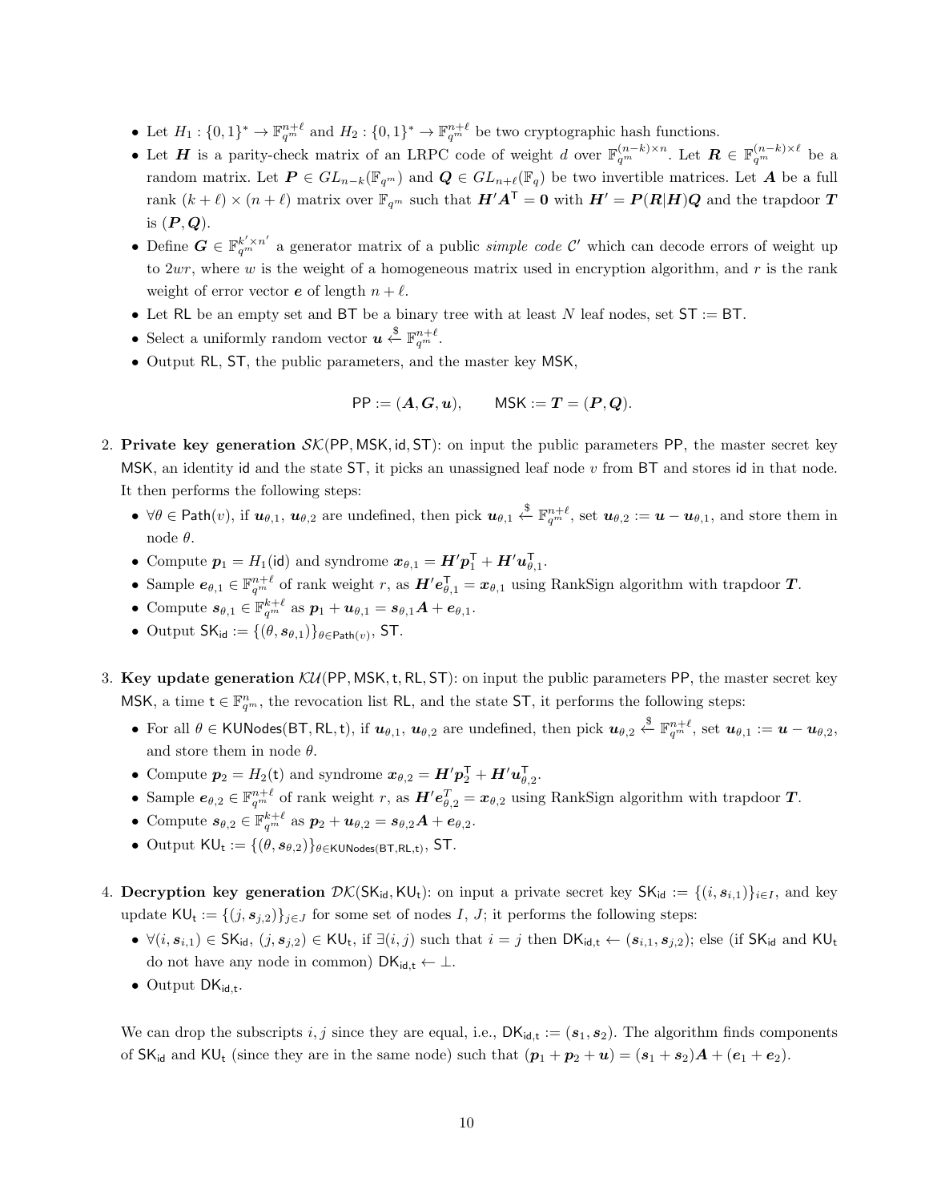- Let $H_1 : \{0,1\}^* \to \mathbb{F}_{q^m}^{n+\ell}$ and $H_2 : \{0,1\}^* \to \mathbb{F}_{q^m}^{n+\ell}$ be two cryptographic hash functions.
- Let $\boldsymbol{H}$ is a parity-check matrix of an LRPC code of weight $d$ over $\mathbb{F}_{q^m}^{(n-k)\times n}$. Let $\boldsymbol{R} \in \mathbb{F}_{q^m}^{(n-k)\times \ell}$ be a random matrix. Let $\boldsymbol{P} \in GL_{n-k}(\mathbb{F}_{q^m})$ and $\boldsymbol{Q} \in GL_{n+\ell}(\mathbb{F}_q)$ be two invertible matrices. Let $\boldsymbol{A}$ be a full rank $(k+\ell)\times(n+\ell)$ matrix over $\mathbb{F}_{q^m}$ such that $\boldsymbol{H}'\boldsymbol{A}^\mathsf{T} = \boldsymbol{0}$ with $\boldsymbol{H}' = \boldsymbol{P}(\boldsymbol{R}|\boldsymbol{H})\boldsymbol{Q}$ and the trapdoor $\boldsymbol{T}$ is $(\boldsymbol{P}, \boldsymbol{Q})$.
- Define $\boldsymbol{G} \in \mathbb{F}_{q^m}^{k'\times n'}$ a generator matrix of a public *simple code* $\mathcal{C}'$ which can decode errors of weight up to $2wr$, where $w$ is the weight of a homogeneous matrix used in encryption algorithm, and $r$ is the rank weight of error vector $\boldsymbol{e}$ of length $n+\ell$.
- Let $\mathsf{RL}$ be an empty set and $\mathsf{BT}$ be a binary tree with at least $N$ leaf nodes, set $\mathsf{ST} := \mathsf{BT}$.
- Select a uniformly random vector $\boldsymbol{u} \xleftarrow{\$} \mathbb{F}_{q^m}^{n+\ell}$.
- Output $\mathsf{RL}$, $\mathsf{ST}$, the public parameters, and the master key $\mathsf{MSK}$,

$$\mathsf{PP} := (\boldsymbol{A}, \boldsymbol{G}, \boldsymbol{u}), \qquad \mathsf{MSK} := \boldsymbol{T} = (\boldsymbol{P}, \boldsymbol{Q}).$$

2. **Private key generation** $\mathcal{SK}(\mathsf{PP}, \mathsf{MSK}, \mathsf{id}, \mathsf{ST})$: on input the public parameters $\mathsf{PP}$, the master secret key $\mathsf{MSK}$, an identity $\mathsf{id}$ and the state $\mathsf{ST}$, it picks an unassigned leaf node $v$ from $\mathsf{BT}$ and stores $\mathsf{id}$ in that node. It then performs the following steps:
   - $\forall \theta \in \mathsf{Path}(v)$, if $\boldsymbol{u}_{\theta,1}$, $\boldsymbol{u}_{\theta,2}$ are undefined, then pick $\boldsymbol{u}_{\theta,1} \xleftarrow{\$} \mathbb{F}_{q^m}^{n+\ell}$, set $\boldsymbol{u}_{\theta,2} := \boldsymbol{u} - \boldsymbol{u}_{\theta,1}$, and store them in node $\theta$.
   - Compute $\boldsymbol{p}_1 = H_1(\mathsf{id})$ and syndrome $\boldsymbol{x}_{\theta,1} = \boldsymbol{H}'\boldsymbol{p}_1^\mathsf{T} + \boldsymbol{H}'\boldsymbol{u}_{\theta,1}^\mathsf{T}$.
   - Sample $\boldsymbol{e}_{\theta,1} \in \mathbb{F}_{q^m}^{n+\ell}$ of rank weight $r$, as $\boldsymbol{H}'\boldsymbol{e}_{\theta,1}^\mathsf{T} = \boldsymbol{x}_{\theta,1}$ using RankSign algorithm with trapdoor $\boldsymbol{T}$.
   - Compute $\boldsymbol{s}_{\theta,1} \in \mathbb{F}_{q^m}^{k+\ell}$ as $\boldsymbol{p}_1 + \boldsymbol{u}_{\theta,1} = \boldsymbol{s}_{\theta,1}\boldsymbol{A} + \boldsymbol{e}_{\theta,1}$.
   - Output $\mathsf{SK}_{\mathsf{id}} := \{(\theta, \boldsymbol{s}_{\theta,1})\}_{\theta\in\mathsf{Path}(v)}$, $\mathsf{ST}$.

3. **Key update generation** $\mathcal{KU}(\mathsf{PP}, \mathsf{MSK}, \mathsf{t}, \mathsf{RL}, \mathsf{ST})$: on input the public parameters $\mathsf{PP}$, the master secret key $\mathsf{MSK}$, a time $\mathsf{t} \in \mathbb{F}_{q^m}^n$, the revocation list $\mathsf{RL}$, and the state $\mathsf{ST}$, it performs the following steps:
   - For all $\theta \in \mathsf{KUNodes}(\mathsf{BT}, \mathsf{RL}, \mathsf{t})$, if $\boldsymbol{u}_{\theta,1}$, $\boldsymbol{u}_{\theta,2}$ are undefined, then pick $\boldsymbol{u}_{\theta,2} \xleftarrow{\$} \mathbb{F}_{q^m}^{n+\ell}$, set $\boldsymbol{u}_{\theta,1} := \boldsymbol{u} - \boldsymbol{u}_{\theta,2}$, and store them in node $\theta$.
   - Compute $\boldsymbol{p}_2 = H_2(\mathsf{t})$ and syndrome $\boldsymbol{x}_{\theta,2} = \boldsymbol{H}'\boldsymbol{p}_2^\mathsf{T} + \boldsymbol{H}'\boldsymbol{u}_{\theta,2}^\mathsf{T}$.
   - Sample $\boldsymbol{e}_{\theta,2} \in \mathbb{F}_{q^m}^{n+\ell}$ of rank weight $r$, as $\boldsymbol{H}'\boldsymbol{e}_{\theta,2}^T = \boldsymbol{x}_{\theta,2}$ using RankSign algorithm with trapdoor $\boldsymbol{T}$.
   - Compute $\boldsymbol{s}_{\theta,2} \in \mathbb{F}_{q^m}^{k+\ell}$ as $\boldsymbol{p}_2 + \boldsymbol{u}_{\theta,2} = \boldsymbol{s}_{\theta,2}\boldsymbol{A} + \boldsymbol{e}_{\theta,2}$.
   - Output $\mathsf{KU}_{\mathsf{t}} := \{(\theta, \boldsymbol{s}_{\theta,2})\}_{\theta\in\mathsf{KUNodes}(\mathsf{BT},\mathsf{RL},\mathsf{t})}$, $\mathsf{ST}$.

4. **Decryption key generation** $\mathcal{DK}(\mathsf{SK}_{\mathsf{id}}, \mathsf{KU}_{\mathsf{t}})$: on input a private secret key $\mathsf{SK}_{\mathsf{id}} := \{(i, \boldsymbol{s}_{i,1})\}_{i\in I}$, and key update $\mathsf{KU}_{\mathsf{t}} := \{(j, \boldsymbol{s}_{j,2})\}_{j\in J}$ for some set of nodes $I$, $J$; it performs the following steps:
   - $\forall (i, \boldsymbol{s}_{i,1}) \in \mathsf{SK}_{\mathsf{id}}$, $(j, \boldsymbol{s}_{j,2}) \in \mathsf{KU}_{\mathsf{t}}$, if $\exists (i,j)$ such that $i = j$ then $\mathsf{DK}_{\mathsf{id},\mathsf{t}} \leftarrow (\boldsymbol{s}_{i,1}, \boldsymbol{s}_{j,2})$; else (if $\mathsf{SK}_{\mathsf{id}}$ and $\mathsf{KU}_{\mathsf{t}}$ do not have any node in common) $\mathsf{DK}_{\mathsf{id},\mathsf{t}} \leftarrow \perp$.
   - Output $\mathsf{DK}_{\mathsf{id},\mathsf{t}}$.

We can drop the subscripts $i, j$ since they are equal, i.e., $\mathsf{DK}_{\mathsf{id},\mathsf{t}} := (\boldsymbol{s}_1, \boldsymbol{s}_2)$. The algorithm finds components of $\mathsf{SK}_{\mathsf{id}}$ and $\mathsf{KU}_{\mathsf{t}}$ (since they are in the same node) such that $(\boldsymbol{p}_1 + \boldsymbol{p}_2 + \boldsymbol{u}) = (\boldsymbol{s}_1 + \boldsymbol{s}_2)\boldsymbol{A} + (\boldsymbol{e}_1 + \boldsymbol{e}_2)$.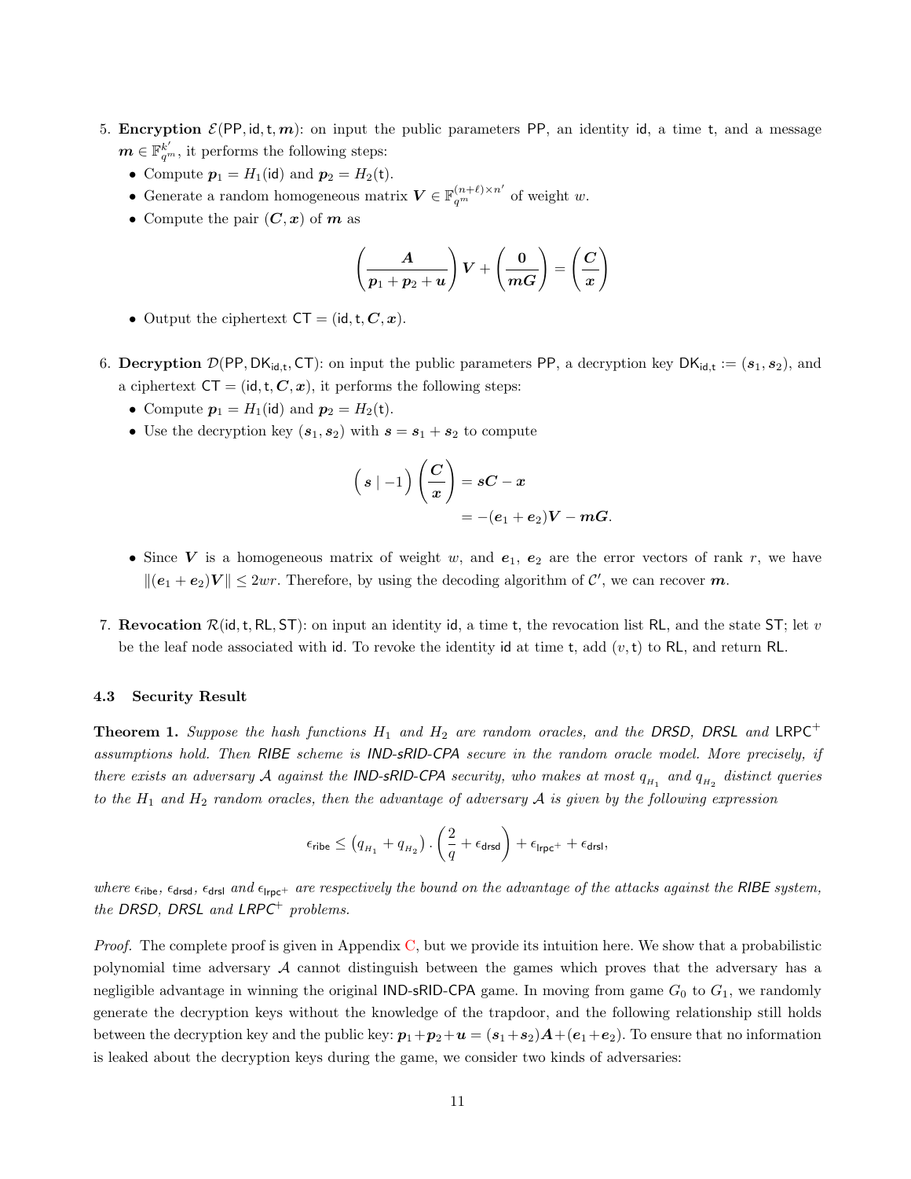5. **Encryption** $\mathcal{E}(\mathsf{PP}, \mathsf{id}, \mathsf{t}, \boldsymbol{m})$: on input the public parameters $\mathsf{PP}$, an identity $\mathsf{id}$, a time $\mathsf{t}$, and a message $\boldsymbol{m} \in \mathbb{F}_{q^m}^{k'}$, it performs the following steps:
   - Compute $\boldsymbol{p}_1 = H_1(\mathsf{id})$ and $\boldsymbol{p}_2 = H_2(\mathsf{t})$.
   - Generate a random homogeneous matrix $\boldsymbol{V} \in \mathbb{F}_{q^m}^{(n+\ell)\times n'}$ of weight $w$.
   - Compute the pair $(\boldsymbol{C}, \boldsymbol{x})$ of $\boldsymbol{m}$ as

$$\left(\frac{\boldsymbol{A}}{\boldsymbol{p}_1 + \boldsymbol{p}_2 + \boldsymbol{u}}\right)\boldsymbol{V} + \left(\frac{\boldsymbol{0}}{\boldsymbol{m}\boldsymbol{G}}\right) = \left(\frac{\boldsymbol{C}}{\boldsymbol{x}}\right)$$

   - Output the ciphertext $\mathsf{CT} = (\mathsf{id}, \mathsf{t}, \boldsymbol{C}, \boldsymbol{x})$.

6. **Decryption** $\mathcal{D}(\mathsf{PP}, \mathsf{DK}_{\mathsf{id},\mathsf{t}}, \mathsf{CT})$: on input the public parameters $\mathsf{PP}$, a decryption key $\mathsf{DK}_{\mathsf{id},\mathsf{t}} := (\boldsymbol{s}_1, \boldsymbol{s}_2)$, and a ciphertext $\mathsf{CT} = (\mathsf{id}, \mathsf{t}, \boldsymbol{C}, \boldsymbol{x})$, it performs the following steps:
   - Compute $\boldsymbol{p}_1 = H_1(\mathsf{id})$ and $\boldsymbol{p}_2 = H_2(\mathsf{t})$.
   - Use the decryption key $(\boldsymbol{s}_1, \boldsymbol{s}_2)$ with $\boldsymbol{s} = \boldsymbol{s}_1 + \boldsymbol{s}_2$ to compute

$$\begin{aligned}\left(\boldsymbol{s} \mid -1\right)\left(\frac{\boldsymbol{C}}{\boldsymbol{x}}\right) &= \boldsymbol{s}\boldsymbol{C} - \boldsymbol{x} \\ &= -(\boldsymbol{e}_1 + \boldsymbol{e}_2)\boldsymbol{V} - \boldsymbol{m}\boldsymbol{G}.\end{aligned}$$

   - Since $\boldsymbol{V}$ is a homogeneous matrix of weight $w$, and $\boldsymbol{e}_1$, $\boldsymbol{e}_2$ are the error vectors of rank $r$, we have $\|(\boldsymbol{e}_1 + \boldsymbol{e}_2)\boldsymbol{V}\| \leq 2wr$. Therefore, by using the decoding algorithm of $\mathcal{C}'$, we can recover $\boldsymbol{m}$.

7. **Revocation** $\mathcal{R}(\mathsf{id}, \mathsf{t}, \mathsf{RL}, \mathsf{ST})$: on input an identity $\mathsf{id}$, a time $\mathsf{t}$, the revocation list $\mathsf{RL}$, and the state $\mathsf{ST}$; let $v$ be the leaf node associated with $\mathsf{id}$. To revoke the identity $\mathsf{id}$ at time $\mathsf{t}$, add $(v, \mathsf{t})$ to $\mathsf{RL}$, and return $\mathsf{RL}$.

### 4.3 Security Result

**Theorem 1.** *Suppose the hash functions $H_1$ and $H_2$ are random oracles, and the DRSD, DRSL and $\mathsf{LRPC}^+$ assumptions hold. Then RIBE scheme is IND-sRID-CPA secure in the random oracle model. More precisely, if there exists an adversary $\mathcal{A}$ against the IND-sRID-CPA security, who makes at most $q_{H_1}$ and $q_{H_2}$ distinct queries to the $H_1$ and $H_2$ random oracles, then the advantage of adversary $\mathcal{A}$ is given by the following expression*

$$\epsilon_{\mathsf{ribe}} \leq \left(q_{H_1} + q_{H_2}\right) . \left(\frac{2}{q} + \epsilon_{\mathsf{drsd}}\right) + \epsilon_{\mathsf{lrpc}^+} + \epsilon_{\mathsf{drsl}},$$

*where $\epsilon_{\mathsf{ribe}}$, $\epsilon_{\mathsf{drsd}}$, $\epsilon_{\mathsf{drsl}}$ and $\epsilon_{\mathsf{lrpc}^+}$ are respectively the bound on the advantage of the attacks against the RIBE system, the DRSD, DRSL and LRPC$^+$ problems.*

*Proof.* The complete proof is given in Appendix C, but we provide its intuition here. We show that a probabilistic polynomial time adversary $\mathcal{A}$ cannot distinguish between the games which proves that the adversary has a negligible advantage in winning the original IND-sRID-CPA game. In moving from game $G_0$ to $G_1$, we randomly generate the decryption keys without the knowledge of the trapdoor, and the following relationship still holds between the decryption key and the public key: $\boldsymbol{p}_1 + \boldsymbol{p}_2 + \boldsymbol{u} = (\boldsymbol{s}_1 + \boldsymbol{s}_2)\boldsymbol{A} + (\boldsymbol{e}_1 + \boldsymbol{e}_2)$. To ensure that no information is leaked about the decryption keys during the game, we consider two kinds of adversaries: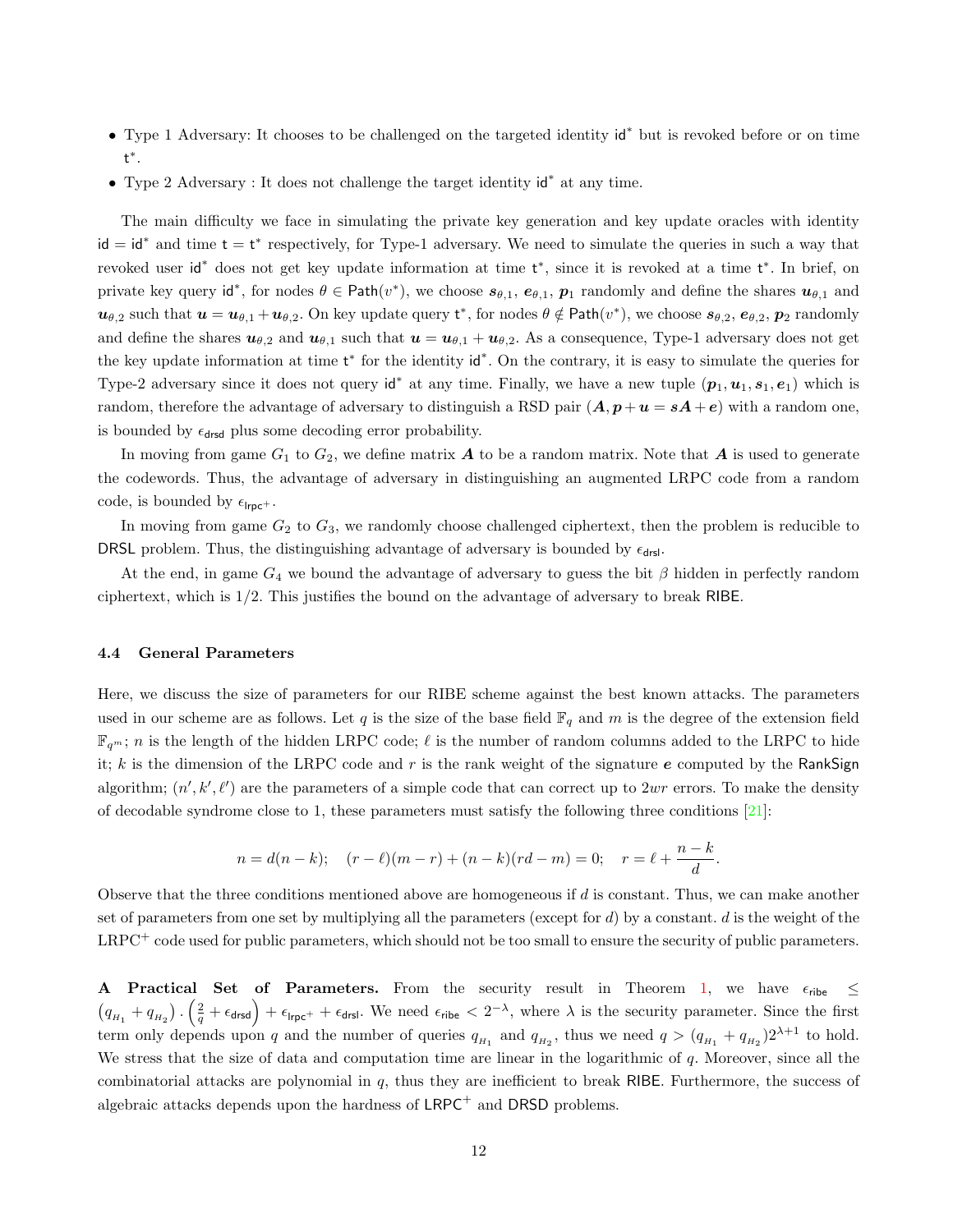- Type 1 Adversary: It chooses to be challenged on the targeted identity $\mathsf{id}^*$ but is revoked before or on time $\mathsf{t}^*$.
- Type 2 Adversary : It does not challenge the target identity $\mathsf{id}^*$ at any time.

The main difficulty we face in simulating the private key generation and key update oracles with identity $\mathsf{id} = \mathsf{id}^*$ and time $\mathsf{t} = \mathsf{t}^*$ respectively, for Type-1 adversary. We need to simulate the queries in such a way that revoked user $\mathsf{id}^*$ does not get key update information at time $\mathsf{t}^*$, since it is revoked at a time $\mathsf{t}^*$. In brief, on private key query $\mathsf{id}^*$, for nodes $\theta \in \mathsf{Path}(v^*)$, we choose $\boldsymbol{s}_{\theta,1}$, $\boldsymbol{e}_{\theta,1}$, $\boldsymbol{p}_1$ randomly and define the shares $\boldsymbol{u}_{\theta,1}$ and $\boldsymbol{u}_{\theta,2}$ such that $\boldsymbol{u} = \boldsymbol{u}_{\theta,1} + \boldsymbol{u}_{\theta,2}$. On key update query $\mathsf{t}^*$, for nodes $\theta \notin \mathsf{Path}(v^*)$, we choose $\boldsymbol{s}_{\theta,2}$, $\boldsymbol{e}_{\theta,2}$, $\boldsymbol{p}_2$ randomly and define the shares $\boldsymbol{u}_{\theta,2}$ and $\boldsymbol{u}_{\theta,1}$ such that $\boldsymbol{u} = \boldsymbol{u}_{\theta,1} + \boldsymbol{u}_{\theta,2}$. As a consequence, Type-1 adversary does not get the key update information at time $\mathsf{t}^*$ for the identity $\mathsf{id}^*$. On the contrary, it is easy to simulate the queries for Type-2 adversary since it does not query $\mathsf{id}^*$ at any time. Finally, we have a new tuple $(\boldsymbol{p}_1, \boldsymbol{u}_1, \boldsymbol{s}_1, \boldsymbol{e}_1)$ which is random, therefore the advantage of adversary to distinguish a RSD pair $(\boldsymbol{A}, \boldsymbol{p} + \boldsymbol{u} = \boldsymbol{s}\boldsymbol{A} + \boldsymbol{e})$ with a random one, is bounded by $\epsilon_{\mathsf{drsd}}$ plus some decoding error probability.

In moving from game $G_1$ to $G_2$, we define matrix $\boldsymbol{A}$ to be a random matrix. Note that $\boldsymbol{A}$ is used to generate the codewords. Thus, the advantage of adversary in distinguishing an augmented LRPC code from a random code, is bounded by $\epsilon_{\mathsf{lrpc}^+}$.

In moving from game $G_2$ to $G_3$, we randomly choose challenged ciphertext, then the problem is reducible to $\mathsf{DRSL}$ problem. Thus, the distinguishing advantage of adversary is bounded by $\epsilon_{\mathsf{drsl}}$.

At the end, in game $G_4$ we bound the advantage of adversary to guess the bit $\beta$ hidden in perfectly random ciphertext, which is $1/2$. This justifies the bound on the advantage of adversary to break $\mathsf{RIBE}$.

### 4.4 General Parameters

Here, we discuss the size of parameters for our RIBE scheme against the best known attacks. The parameters used in our scheme are as follows. Let $q$ is the size of the base field $\mathbb{F}_q$ and $m$ is the degree of the extension field $\mathbb{F}_{q^m}$; $n$ is the length of the hidden LRPC code; $\ell$ is the number of random columns added to the LRPC to hide it; $k$ is the dimension of the LRPC code and $r$ is the rank weight of the signature $\boldsymbol{e}$ computed by the $\mathsf{RankSign}$ algorithm; $(n', k', \ell')$ are the parameters of a simple code that can correct up to $2wr$ errors. To make the density of decodable syndrome close to 1, these parameters must satisfy the following three conditions [21]:

$$n = d(n-k); \quad (r-\ell)(m-r) + (n-k)(rd-m) = 0; \quad r = \ell + \frac{n-k}{d}.$$

Observe that the three conditions mentioned above are homogeneous if $d$ is constant. Thus, we can make another set of parameters from one set by multiplying all the parameters (except for $d$) by a constant. $d$ is the weight of the LRPC$^+$ code used for public parameters, which should not be too small to ensure the security of public parameters.

**A Practical Set of Parameters.** From the security result in Theorem 1, we have $\epsilon_{\mathsf{ribe}} \leq \left(q_{H_1} + q_{H_2}\right) \cdot \left(\frac{2}{q} + \epsilon_{\mathsf{drsd}}\right) + \epsilon_{\mathsf{lrpc}^+} + \epsilon_{\mathsf{drsl}}$. We need $\epsilon_{\mathsf{ribe}} < 2^{-\lambda}$, where $\lambda$ is the security parameter. Since the first term only depends upon $q$ and the number of queries $q_{H_1}$ and $q_{H_2}$, thus we need $q > (q_{H_1} + q_{H_2})2^{\lambda+1}$ to hold. We stress that the size of data and computation time are linear in the logarithmic of $q$. Moreover, since all the combinatorial attacks are polynomial in $q$, thus they are inefficient to break $\mathsf{RIBE}$. Furthermore, the success of algebraic attacks depends upon the hardness of $\mathsf{LRPC}^+$ and $\mathsf{DRSD}$ problems.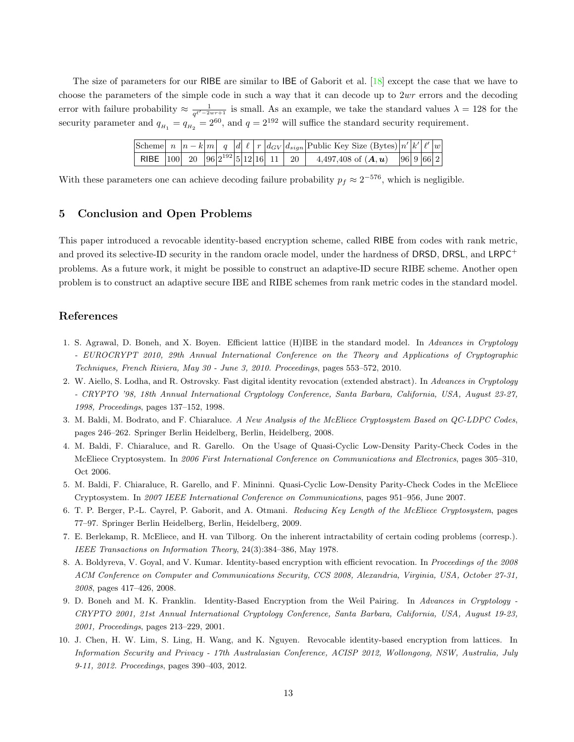The size of parameters for our RIBE are similar to IBE of Gaborit et al. [18] except the case that we have to choose the parameters of the simple code in such a way that it can decode up to $2wr$ errors and the decoding error with failure probability $\approx \frac{1}{q^{\ell'-2wr+1}}$ is small. As an example, we take the standard values $\lambda = 128$ for the security parameter and $q_{H_1} = q_{H_2} = 2^{60}$, and $q = 2^{192}$ will suffice the standard security requirement.

| Scheme | $n$ | $n-k$ | $m$ | $q$ | $d$ | $\ell$ | $r$ | $d_{GV}$ | $d_{sign}$ | Public Key Size (Bytes) | $n'$ | $k'$ | $\ell'$ | $w$ |
|---|---|---|---|---|---|---|---|---|---|---|---|---|---|---|
| RIBE | 100 | 20 | 96 | $2^{192}$ | 5 | 12 | 16 | 11 | 20 | 4,497,408 of $(\boldsymbol{A}, \boldsymbol{u})$ | 96 | 9 | 66 | 2 |

With these parameters one can achieve decoding failure probability $p_f \approx 2^{-576}$, which is negligible.

## 5 Conclusion and Open Problems

This paper introduced a revocable identity-based encryption scheme, called RIBE from codes with rank metric, and proved its selective-ID security in the random oracle model, under the hardness of DRSD, DRSL, and LRPC$^+$ problems. As a future work, it might be possible to construct an adaptive-ID secure RIBE scheme. Another open problem is to construct an adaptive secure IBE and RIBE schemes from rank metric codes in the standard model.

## References

1. S. Agrawal, D. Boneh, and X. Boyen. Efficient lattice (H)IBE in the standard model. In *Advances in Cryptology - EUROCRYPT 2010, 29th Annual International Conference on the Theory and Applications of Cryptographic Techniques, French Riviera, May 30 - June 3, 2010. Proceedings*, pages 553–572, 2010.
2. W. Aiello, S. Lodha, and R. Ostrovsky. Fast digital identity revocation (extended abstract). In *Advances in Cryptology - CRYPTO '98, 18th Annual International Cryptology Conference, Santa Barbara, California, USA, August 23-27, 1998, Proceedings*, pages 137–152, 1998.
3. M. Baldi, M. Bodrato, and F. Chiaraluce. *A New Analysis of the McEliece Cryptosystem Based on QC-LDPC Codes*, pages 246–262. Springer Berlin Heidelberg, Berlin, Heidelberg, 2008.
4. M. Baldi, F. Chiaraluce, and R. Garello. On the Usage of Quasi-Cyclic Low-Density Parity-Check Codes in the McEliece Cryptosystem. In *2006 First International Conference on Communications and Electronics*, pages 305–310, Oct 2006.
5. M. Baldi, F. Chiaraluce, R. Garello, and F. Mininni. Quasi-Cyclic Low-Density Parity-Check Codes in the McEliece Cryptosystem. In *2007 IEEE International Conference on Communications*, pages 951–956, June 2007.
6. T. P. Berger, P.-L. Cayrel, P. Gaborit, and A. Otmani. *Reducing Key Length of the McEliece Cryptosystem*, pages 77–97. Springer Berlin Heidelberg, Berlin, Heidelberg, 2009.
7. E. Berlekamp, R. McEliece, and H. van Tilborg. On the inherent intractability of certain coding problems (corresp.). *IEEE Transactions on Information Theory*, 24(3):384–386, May 1978.
8. A. Boldyreva, V. Goyal, and V. Kumar. Identity-based encryption with efficient revocation. In *Proceedings of the 2008 ACM Conference on Computer and Communications Security, CCS 2008, Alexandria, Virginia, USA, October 27-31, 2008*, pages 417–426, 2008.
9. D. Boneh and M. K. Franklin. Identity-Based Encryption from the Weil Pairing. In *Advances in Cryptology - CRYPTO 2001, 21st Annual International Cryptology Conference, Santa Barbara, California, USA, August 19-23, 2001, Proceedings*, pages 213–229, 2001.
10. J. Chen, H. W. Lim, S. Ling, H. Wang, and K. Nguyen. Revocable identity-based encryption from lattices. In *Information Security and Privacy - 17th Australasian Conference, ACISP 2012, Wollongong, NSW, Australia, July 9-11, 2012. Proceedings*, pages 390–403, 2012.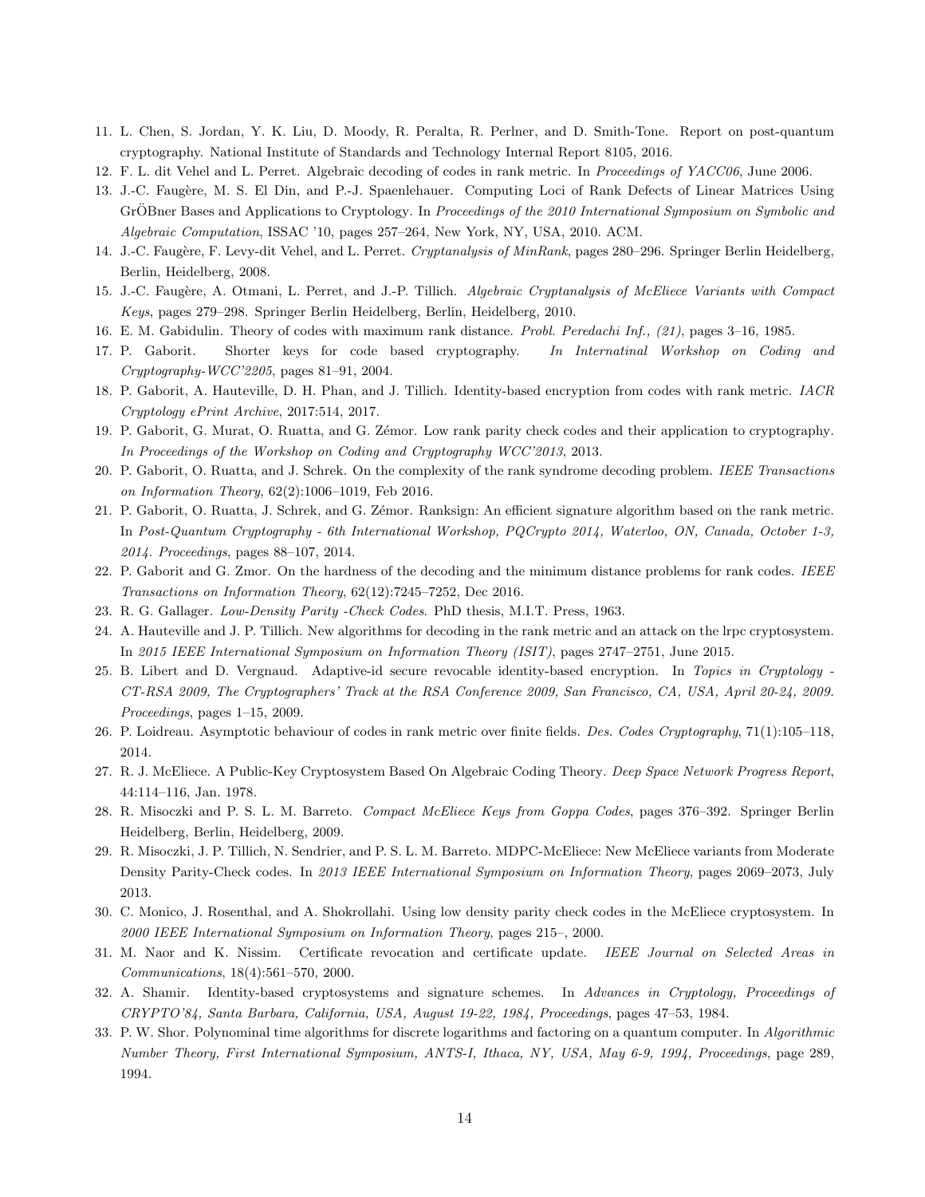11. L. Chen, S. Jordan, Y. K. Liu, D. Moody, R. Peralta, R. Perlner, and D. Smith-Tone. Report on post-quantum cryptography. National Institute of Standards and Technology Internal Report 8105, 2016.
12. F. L. dit Vehel and L. Perret. Algebraic decoding of codes in rank metric. In *Proceedings of YACC06*, June 2006.
13. J.-C. Faugère, M. S. El Din, and P.-J. Spaenlehauer. Computing Loci of Rank Defects of Linear Matrices Using GrÖBner Bases and Applications to Cryptology. In *Proceedings of the 2010 International Symposium on Symbolic and Algebraic Computation*, ISSAC '10, pages 257–264, New York, NY, USA, 2010. ACM.
14. J.-C. Faugère, F. Levy-dit Vehel, and L. Perret. *Cryptanalysis of MinRank*, pages 280–296. Springer Berlin Heidelberg, Berlin, Heidelberg, 2008.
15. J.-C. Faugère, A. Otmani, L. Perret, and J.-P. Tillich. *Algebraic Cryptanalysis of McEliece Variants with Compact Keys*, pages 279–298. Springer Berlin Heidelberg, Berlin, Heidelberg, 2010.
16. E. M. Gabidulin. Theory of codes with maximum rank distance. *Probl. Peredachi Inf., (21)*, pages 3–16, 1985.
17. P. Gaborit. Shorter keys for code based cryptography. *In Internatinal Workshop on Coding and Cryptography-WCC'2205*, pages 81–91, 2004.
18. P. Gaborit, A. Hauteville, D. H. Phan, and J. Tillich. Identity-based encryption from codes with rank metric. *IACR Cryptology ePrint Archive*, 2017:514, 2017.
19. P. Gaborit, G. Murat, O. Ruatta, and G. Zémor. Low rank parity check codes and their application to cryptography. *In Proceedings of the Workshop on Coding and Cryptography WCC'2013*, 2013.
20. P. Gaborit, O. Ruatta, and J. Schrek. On the complexity of the rank syndrome decoding problem. *IEEE Transactions on Information Theory*, 62(2):1006–1019, Feb 2016.
21. P. Gaborit, O. Ruatta, J. Schrek, and G. Zémor. Ranksign: An efficient signature algorithm based on the rank metric. In *Post-Quantum Cryptography - 6th International Workshop, PQCrypto 2014, Waterloo, ON, Canada, October 1-3, 2014. Proceedings*, pages 88–107, 2014.
22. P. Gaborit and G. Zmor. On the hardness of the decoding and the minimum distance problems for rank codes. *IEEE Transactions on Information Theory*, 62(12):7245–7252, Dec 2016.
23. R. G. Gallager. *Low-Density Parity -Check Codes*. PhD thesis, M.I.T. Press, 1963.
24. A. Hauteville and J. P. Tillich. New algorithms for decoding in the rank metric and an attack on the lrpc cryptosystem. In *2015 IEEE International Symposium on Information Theory (ISIT)*, pages 2747–2751, June 2015.
25. B. Libert and D. Vergnaud. Adaptive-id secure revocable identity-based encryption. In *Topics in Cryptology - CT-RSA 2009, The Cryptographers' Track at the RSA Conference 2009, San Francisco, CA, USA, April 20-24, 2009. Proceedings*, pages 1–15, 2009.
26. P. Loidreau. Asymptotic behaviour of codes in rank metric over finite fields. *Des. Codes Cryptography*, 71(1):105–118, 2014.
27. R. J. McEliece. A Public-Key Cryptosystem Based On Algebraic Coding Theory. *Deep Space Network Progress Report*, 44:114–116, Jan. 1978.
28. R. Misoczki and P. S. L. M. Barreto. *Compact McEliece Keys from Goppa Codes*, pages 376–392. Springer Berlin Heidelberg, Berlin, Heidelberg, 2009.
29. R. Misoczki, J. P. Tillich, N. Sendrier, and P. S. L. M. Barreto. MDPC-McEliece: New McEliece variants from Moderate Density Parity-Check codes. In *2013 IEEE International Symposium on Information Theory*, pages 2069–2073, July 2013.
30. C. Monico, J. Rosenthal, and A. Shokrollahi. Using low density parity check codes in the McEliece cryptosystem. In *2000 IEEE International Symposium on Information Theory*, pages 215–, 2000.
31. M. Naor and K. Nissim. Certificate revocation and certificate update. *IEEE Journal on Selected Areas in Communications*, 18(4):561–570, 2000.
32. A. Shamir. Identity-based cryptosystems and signature schemes. In *Advances in Cryptology, Proceedings of CRYPTO'84, Santa Barbara, California, USA, August 19-22, 1984, Proceedings*, pages 47–53, 1984.
33. P. W. Shor. Polynominal time algorithms for discrete logarithms and factoring on a quantum computer. In *Algorithmic Number Theory, First International Symposium, ANTS-I, Ithaca, NY, USA, May 6-9, 1994, Proceedings*, page 289, 1994.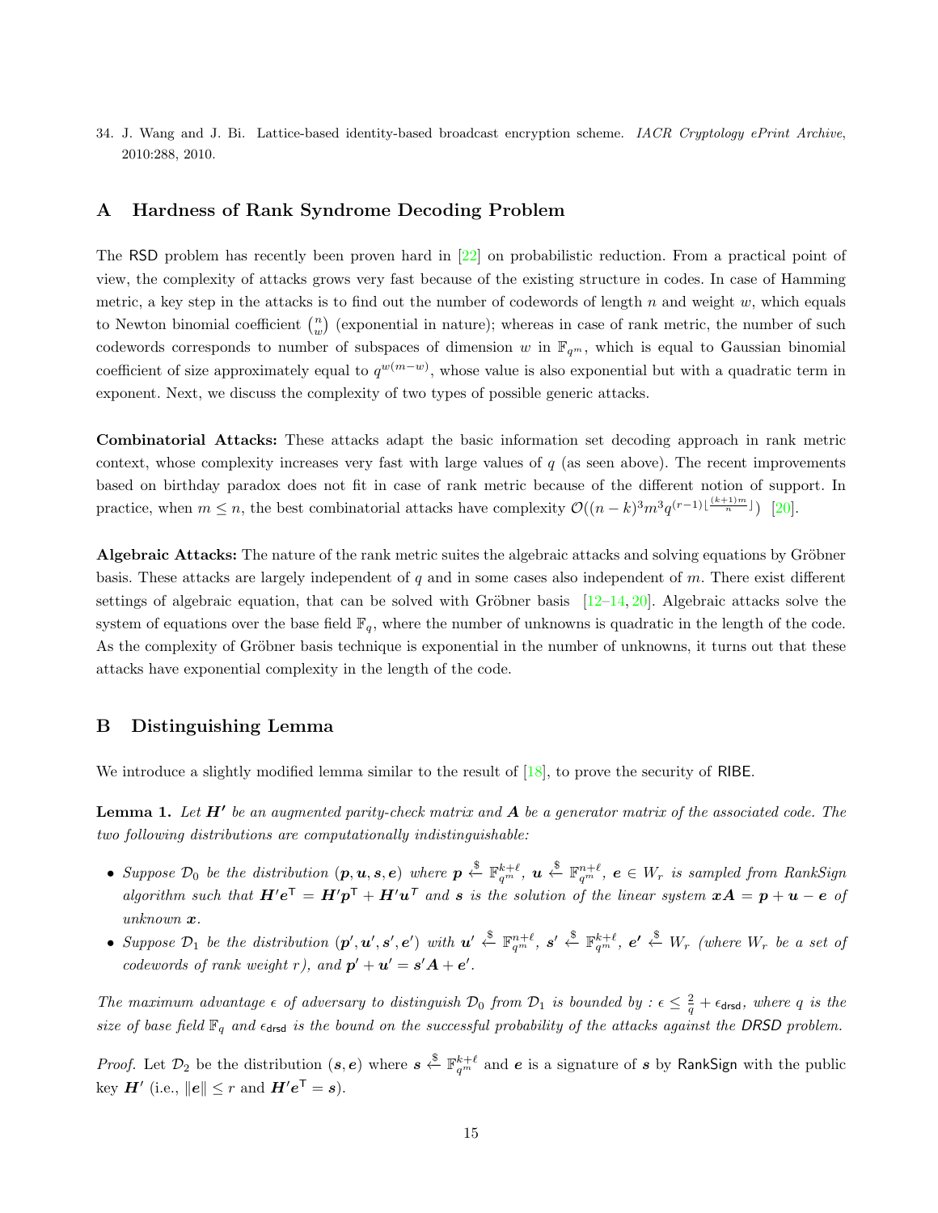34. J. Wang and J. Bi. Lattice-based identity-based broadcast encryption scheme. *IACR Cryptology ePrint Archive*, 2010:288, 2010.

## A Hardness of Rank Syndrome Decoding Problem

The RSD problem has recently been proven hard in [22] on probabilistic reduction. From a practical point of view, the complexity of attacks grows very fast because of the existing structure in codes. In case of Hamming metric, a key step in the attacks is to find out the number of codewords of length $n$ and weight $w$, which equals to Newton binomial coefficient $\binom{n}{w}$ (exponential in nature); whereas in case of rank metric, the number of such codewords corresponds to number of subspaces of dimension $w$ in $\mathbb{F}_{q^m}$, which is equal to Gaussian binomial coefficient of size approximately equal to $q^{w(m-w)}$, whose value is also exponential but with a quadratic term in exponent. Next, we discuss the complexity of two types of possible generic attacks.

**Combinatorial Attacks:** These attacks adapt the basic information set decoding approach in rank metric context, whose complexity increases very fast with large values of $q$ (as seen above). The recent improvements based on birthday paradox does not fit in case of rank metric because of the different notion of support. In practice, when $m \leq n$, the best combinatorial attacks have complexity $\mathcal{O}((n-k)^3 m^3 q^{(r-1)\lfloor \frac{(k+1)m}{n} \rfloor})$ [20].

**Algebraic Attacks:** The nature of the rank metric suites the algebraic attacks and solving equations by Gröbner basis. These attacks are largely independent of $q$ and in some cases also independent of $m$. There exist different settings of algebraic equation, that can be solved with Gröbner basis [12–14, 20]. Algebraic attacks solve the system of equations over the base field $\mathbb{F}_q$, where the number of unknowns is quadratic in the length of the code. As the complexity of Gröbner basis technique is exponential in the number of unknowns, it turns out that these attacks have exponential complexity in the length of the code.

## B Distinguishing Lemma

We introduce a slightly modified lemma similar to the result of [18], to prove the security of RIBE.

**Lemma 1.** *Let $\boldsymbol{H'}$ be an augmented parity-check matrix and $\boldsymbol{A}$ be a generator matrix of the associated code. The two following distributions are computationally indistinguishable:*

- *Suppose $\mathcal{D}_0$ be the distribution $(\boldsymbol{p}, \boldsymbol{u}, \boldsymbol{s}, \boldsymbol{e})$ where $\boldsymbol{p} \xleftarrow{\$} \mathbb{F}_{q^m}^{k+\ell}$, $\boldsymbol{u} \xleftarrow{\$} \mathbb{F}_{q^m}^{n+\ell}$, $\boldsymbol{e} \in W_r$ is sampled from RankSign algorithm such that $\boldsymbol{H'}\boldsymbol{e}^\mathsf{T} = \boldsymbol{H'}\boldsymbol{p}^\mathsf{T} + \boldsymbol{H'}\boldsymbol{u}^\mathsf{T}$ and $\boldsymbol{s}$ is the solution of the linear system $\boldsymbol{x}\boldsymbol{A} = \boldsymbol{p} + \boldsymbol{u} - \boldsymbol{e}$ of unknown $\boldsymbol{x}$.*
- *Suppose $\mathcal{D}_1$ be the distribution $(\boldsymbol{p'}, \boldsymbol{u'}, \boldsymbol{s'}, \boldsymbol{e'})$ with $\boldsymbol{u'} \xleftarrow{\$} \mathbb{F}_{q^m}^{n+\ell}$, $\boldsymbol{s'} \xleftarrow{\$} \mathbb{F}_{q^m}^{k+\ell}$, $\boldsymbol{e'} \xleftarrow{\$} W_r$ (where $W_r$ be a set of codewords of rank weight $r$), and $\boldsymbol{p'} + \boldsymbol{u'} = \boldsymbol{s'}\boldsymbol{A} + \boldsymbol{e'}$.*

*The maximum advantage $\epsilon$ of adversary to distinguish $\mathcal{D}_0$ from $\mathcal{D}_1$ is bounded by : $\epsilon \leq \frac{2}{q} + \epsilon_{\mathsf{drsd}}$, where $q$ is the size of base field $\mathbb{F}_q$ and $\epsilon_{\mathsf{drsd}}$ is the bound on the successful probability of the attacks against the DRSD problem.*

*Proof.* Let $\mathcal{D}_2$ be the distribution $(\boldsymbol{s}, \boldsymbol{e})$ where $\boldsymbol{s} \xleftarrow{\$} \mathbb{F}_{q^m}^{k+\ell}$ and $\boldsymbol{e}$ is a signature of $\boldsymbol{s}$ by RankSign with the public key $\boldsymbol{H'}$ (i.e., $\|\boldsymbol{e}\| \leq r$ and $\boldsymbol{H'}\boldsymbol{e}^\mathsf{T} = \boldsymbol{s}$).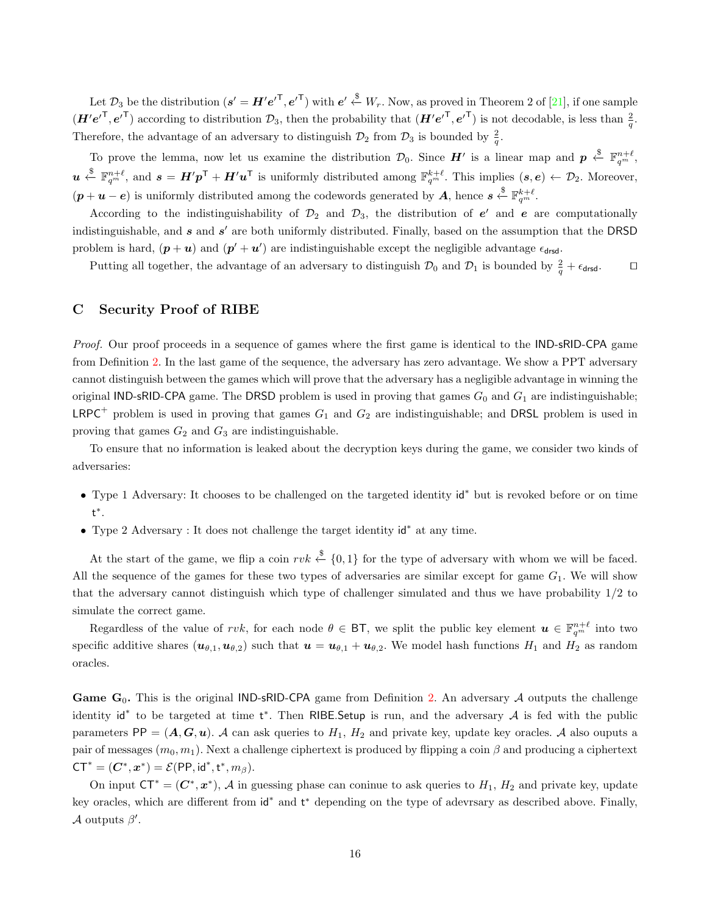Let $\mathcal{D}_3$ be the distribution $(\boldsymbol{s}' = \boldsymbol{H}'\boldsymbol{e}'^{\mathsf{T}}, \boldsymbol{e}'^{\mathsf{T}})$ with $\boldsymbol{e}' \xleftarrow{\$} W_r$. Now, as proved in Theorem 2 of [21], if one sample $(\boldsymbol{H}'\boldsymbol{e}'^{\mathsf{T}}, \boldsymbol{e}'^{\mathsf{T}})$ according to distribution $\mathcal{D}_3$, then the probability that $(\boldsymbol{H}'\boldsymbol{e}'^{\mathsf{T}}, \boldsymbol{e}'^{\mathsf{T}})$ is not decodable, is less than $\frac{2}{q}$. Therefore, the advantage of an adversary to distinguish $\mathcal{D}_2$ from $\mathcal{D}_3$ is bounded by $\frac{2}{q}$.

To prove the lemma, now let us examine the distribution $\mathcal{D}_0$. Since $\boldsymbol{H}'$ is a linear map and $\boldsymbol{p} \xleftarrow{\$} \mathbb{F}_{q^m}^{n+\ell}$, $\boldsymbol{u} \xleftarrow{\$} \mathbb{F}_{q^m}^{n+\ell}$, and $\boldsymbol{s} = \boldsymbol{H}'\boldsymbol{p}^{\mathsf{T}} + \boldsymbol{H}'\boldsymbol{u}^{\mathsf{T}}$ is uniformly distributed among $\mathbb{F}_{q^m}^{k+\ell}$. This implies $(\boldsymbol{s}, \boldsymbol{e}) \leftarrow \mathcal{D}_2$. Moreover, $(\boldsymbol{p} + \boldsymbol{u} - \boldsymbol{e})$ is uniformly distributed among the codewords generated by $\boldsymbol{A}$, hence $\boldsymbol{s} \xleftarrow{\$} \mathbb{F}_{q^m}^{k+\ell}$.

According to the indistinguishability of $\mathcal{D}_2$ and $\mathcal{D}_3$, the distribution of $\boldsymbol{e}'$ and $\boldsymbol{e}$ are computationally indistinguishable, and $\boldsymbol{s}$ and $\boldsymbol{s}'$ are both uniformly distributed. Finally, based on the assumption that the DRSD problem is hard, $(\boldsymbol{p} + \boldsymbol{u})$ and $(\boldsymbol{p}' + \boldsymbol{u}')$ are indistinguishable except the negligible advantage $\epsilon_{\mathsf{drsd}}$.

Putting all together, the advantage of an adversary to distinguish $\mathcal{D}_0$ and $\mathcal{D}_1$ is bounded by $\frac{2}{q} + \epsilon_{\mathsf{drsd}}$. □

## C Security Proof of RIBE

*Proof.* Our proof proceeds in a sequence of games where the first game is identical to the IND-sRID-CPA game from Definition 2. In the last game of the sequence, the adversary has zero advantage. We show a PPT adversary cannot distinguish between the games which will prove that the adversary has a negligible advantage in winning the original IND-sRID-CPA game. The DRSD problem is used in proving that games $G_0$ and $G_1$ are indistinguishable; $\mathsf{LRPC}^+$ problem is used in proving that games $G_1$ and $G_2$ are indistinguishable; and DRSL problem is used in proving that games $G_2$ and $G_3$ are indistinguishable.

To ensure that no information is leaked about the decryption keys during the game, we consider two kinds of adversaries:

- Type 1 Adversary: It chooses to be challenged on the targeted identity $\mathsf{id}^*$ but is revoked before or on time $\mathsf{t}^*$.
- Type 2 Adversary : It does not challenge the target identity $\mathsf{id}^*$ at any time.

At the start of the game, we flip a coin $rvk \xleftarrow{\$} \{0, 1\}$ for the type of adversary with whom we will be faced. All the sequence of the games for these two types of adversaries are similar except for game $G_1$. We will show that the adversary cannot distinguish which type of challenger simulated and thus we have probability 1/2 to simulate the correct game.

Regardless of the value of $rvk$, for each node $\theta \in \mathsf{BT}$, we split the public key element $\boldsymbol{u} \in \mathbb{F}_{q^m}^{n+\ell}$ into two specific additive shares $(\boldsymbol{u}_{\theta,1}, \boldsymbol{u}_{\theta,2})$ such that $\boldsymbol{u} = \boldsymbol{u}_{\theta,1} + \boldsymbol{u}_{\theta,2}$. We model hash functions $H_1$ and $H_2$ as random oracles.

**Game $\mathbf{G}_0$.** This is the original IND-sRID-CPA game from Definition 2. An adversary $\mathcal{A}$ outputs the challenge identity $\mathsf{id}^*$ to be targeted at time $\mathsf{t}^*$. Then RIBE.Setup is run, and the adversary $\mathcal{A}$ is fed with the public parameters $\mathsf{PP} = (\boldsymbol{A}, \boldsymbol{G}, \boldsymbol{u})$. $\mathcal{A}$ can ask queries to $H_1$, $H_2$ and private key, update key oracles. $\mathcal{A}$ also ouputs a pair of messages $(m_0, m_1)$. Next a challenge ciphertext is produced by flipping a coin $\beta$ and producing a ciphertext $\mathsf{CT}^* = (\boldsymbol{C}^*, \boldsymbol{x}^*) = \mathcal{E}(\mathsf{PP}, \mathsf{id}^*, \mathsf{t}^*, m_\beta)$.

On input $\mathsf{CT}^* = (\boldsymbol{C}^*, \boldsymbol{x}^*)$, $\mathcal{A}$ in guessing phase can coninue to ask queries to $H_1$, $H_2$ and private key, update key oracles, which are different from $\mathsf{id}^*$ and $\mathsf{t}^*$ depending on the type of adevrsary as described above. Finally, $\mathcal{A}$ outputs $\beta'$.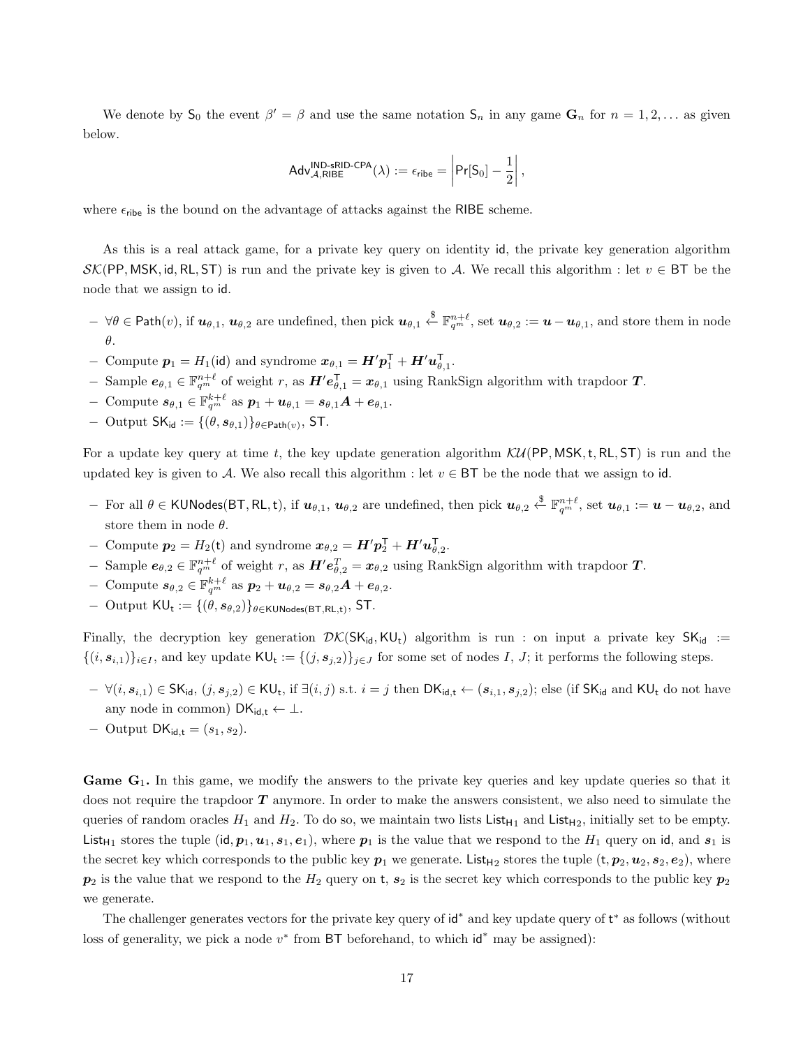We denote by $\mathsf{S}_0$ the event $\beta' = \beta$ and use the same notation $\mathsf{S}_n$ in any game $\mathbf{G}_n$ for $n = 1, 2, \ldots$ as given below.

$$\mathsf{Adv}^{\mathsf{IND\text{-}sRID\text{-}CPA}}_{\mathcal{A},\mathsf{RIBE}}(\lambda) := \epsilon_{\mathsf{ribe}} = \left|\Pr[\mathsf{S}_0] - \frac{1}{2}\right|,$$

where $\epsilon_{\mathsf{ribe}}$ is the bound on the advantage of attacks against the RIBE scheme.

As this is a real attack game, for a private key query on identity $\mathsf{id}$, the private key generation algorithm $\mathcal{SK}(\mathsf{PP}, \mathsf{MSK}, \mathsf{id}, \mathsf{RL}, \mathsf{ST})$ is run and the private key is given to $\mathcal{A}$. We recall this algorithm : let $v \in \mathsf{BT}$ be the node that we assign to $\mathsf{id}$.

- $\forall \theta \in \mathsf{Path}(v)$, if $\boldsymbol{u}_{\theta,1}$, $\boldsymbol{u}_{\theta,2}$ are undefined, then pick $\boldsymbol{u}_{\theta,1} \xleftarrow{\$} \mathbb{F}_{q^m}^{n+\ell}$, set $\boldsymbol{u}_{\theta,2} := \boldsymbol{u} - \boldsymbol{u}_{\theta,1}$, and store them in node $\theta$.
- Compute $\boldsymbol{p}_1 = H_1(\mathsf{id})$ and syndrome $\boldsymbol{x}_{\theta,1} = \boldsymbol{H}'\boldsymbol{p}_1^{\mathsf{T}} + \boldsymbol{H}'\boldsymbol{u}_{\theta,1}^{\mathsf{T}}$.
- Sample $\boldsymbol{e}_{\theta,1} \in \mathbb{F}_{q^m}^{n+\ell}$ of weight $r$, as $\boldsymbol{H}'\boldsymbol{e}_{\theta,1}^{\mathsf{T}} = \boldsymbol{x}_{\theta,1}$ using RankSign algorithm with trapdoor $\boldsymbol{T}$.
- Compute $\boldsymbol{s}_{\theta,1} \in \mathbb{F}_{q^m}^{k+\ell}$ as $\boldsymbol{p}_1 + \boldsymbol{u}_{\theta,1} = \boldsymbol{s}_{\theta,1}\boldsymbol{A} + \boldsymbol{e}_{\theta,1}$.
- Output $\mathsf{SK}_{\mathsf{id}} := \{(\theta, \boldsymbol{s}_{\theta,1})\}_{\theta \in \mathsf{Path}(v)}$, $\mathsf{ST}$.

For a update key query at time $t$, the key update generation algorithm $\mathcal{KU}(\mathsf{PP}, \mathsf{MSK}, \mathsf{t}, \mathsf{RL}, \mathsf{ST})$ is run and the updated key is given to $\mathcal{A}$. We also recall this algorithm : let $v \in \mathsf{BT}$ be the node that we assign to $\mathsf{id}$.

- For all $\theta \in \mathsf{KUNodes}(\mathsf{BT}, \mathsf{RL}, \mathsf{t})$, if $\boldsymbol{u}_{\theta,1}$, $\boldsymbol{u}_{\theta,2}$ are undefined, then pick $\boldsymbol{u}_{\theta,2} \xleftarrow{\$} \mathbb{F}_{q^m}^{n+\ell}$, set $\boldsymbol{u}_{\theta,1} := \boldsymbol{u} - \boldsymbol{u}_{\theta,2}$, and store them in node $\theta$.
- Compute $\boldsymbol{p}_2 = H_2(\mathsf{t})$ and syndrome $\boldsymbol{x}_{\theta,2} = \boldsymbol{H}'\boldsymbol{p}_2^{\mathsf{T}} + \boldsymbol{H}'\boldsymbol{u}_{\theta,2}^{\mathsf{T}}$.
- Sample $\boldsymbol{e}_{\theta,2} \in \mathbb{F}_{q^m}^{n+\ell}$ of weight $r$, as $\boldsymbol{H}'\boldsymbol{e}_{\theta,2}^{T} = \boldsymbol{x}_{\theta,2}$ using RankSign algorithm with trapdoor $\boldsymbol{T}$.
- Compute $\boldsymbol{s}_{\theta,2} \in \mathbb{F}_{q^m}^{k+\ell}$ as $\boldsymbol{p}_2 + \boldsymbol{u}_{\theta,2} = \boldsymbol{s}_{\theta,2}\boldsymbol{A} + \boldsymbol{e}_{\theta,2}$.
- Output $\mathsf{KU}_{\mathsf{t}} := \{(\theta, \boldsymbol{s}_{\theta,2})\}_{\theta \in \mathsf{KUNodes}(\mathsf{BT},\mathsf{RL},\mathsf{t})}$, $\mathsf{ST}$.

Finally, the decryption key generation $\mathcal{DK}(\mathsf{SK}_{\mathsf{id}}, \mathsf{KU}_{\mathsf{t}})$ algorithm is run : on input a private key $\mathsf{SK}_{\mathsf{id}} := \{(i, \boldsymbol{s}_{i,1})\}_{i \in I}$, and key update $\mathsf{KU}_{\mathsf{t}} := \{(j, \boldsymbol{s}_{j,2})\}_{j \in J}$ for some set of nodes $I$, $J$; it performs the following steps.

- $\forall (i, \boldsymbol{s}_{i,1}) \in \mathsf{SK}_{\mathsf{id}}$, $(j, \boldsymbol{s}_{j,2}) \in \mathsf{KU}_{\mathsf{t}}$, if $\exists (i, j)$ s.t. $i = j$ then $\mathsf{DK}_{\mathsf{id},\mathsf{t}} \leftarrow (\boldsymbol{s}_{i,1}, \boldsymbol{s}_{j,2})$; else (if $\mathsf{SK}_{\mathsf{id}}$ and $\mathsf{KU}_{\mathsf{t}}$ do not have any node in common) $\mathsf{DK}_{\mathsf{id},\mathsf{t}} \leftarrow \perp$.
- Output $\mathsf{DK}_{\mathsf{id},\mathsf{t}} = (s_1, s_2)$.

**Game $\mathbf{G}_1$.** In this game, we modify the answers to the private key queries and key update queries so that it does not require the trapdoor $\boldsymbol{T}$ anymore. In order to make the answers consistent, we also need to simulate the queries of random oracles $H_1$ and $H_2$. To do so, we maintain two lists $\mathsf{List}_{\mathsf{H}_1}$ and $\mathsf{List}_{\mathsf{H}_2}$, initially set to be empty. $\mathsf{List}_{\mathsf{H}_1}$ stores the tuple $(\mathsf{id}, \boldsymbol{p}_1, \boldsymbol{u}_1, \boldsymbol{s}_1, \boldsymbol{e}_1)$, where $\boldsymbol{p}_1$ is the value that we respond to the $H_1$ query on $\mathsf{id}$, and $\boldsymbol{s}_1$ is the secret key which corresponds to the public key $\boldsymbol{p}_1$ we generate. $\mathsf{List}_{\mathsf{H}_2}$ stores the tuple $(\mathsf{t}, \boldsymbol{p}_2, \boldsymbol{u}_2, \boldsymbol{s}_2, \boldsymbol{e}_2)$, where $\boldsymbol{p}_2$ is the value that we respond to the $H_2$ query on $\mathsf{t}$, $\boldsymbol{s}_2$ is the secret key which corresponds to the public key $\boldsymbol{p}_2$ we generate.

The challenger generates vectors for the private key query of $\mathsf{id}^*$ and key update query of $\mathsf{t}^*$ as follows (without loss of generality, we pick a node $v^*$ from $\mathsf{BT}$ beforehand, to which $\mathsf{id}^*$ may be assigned):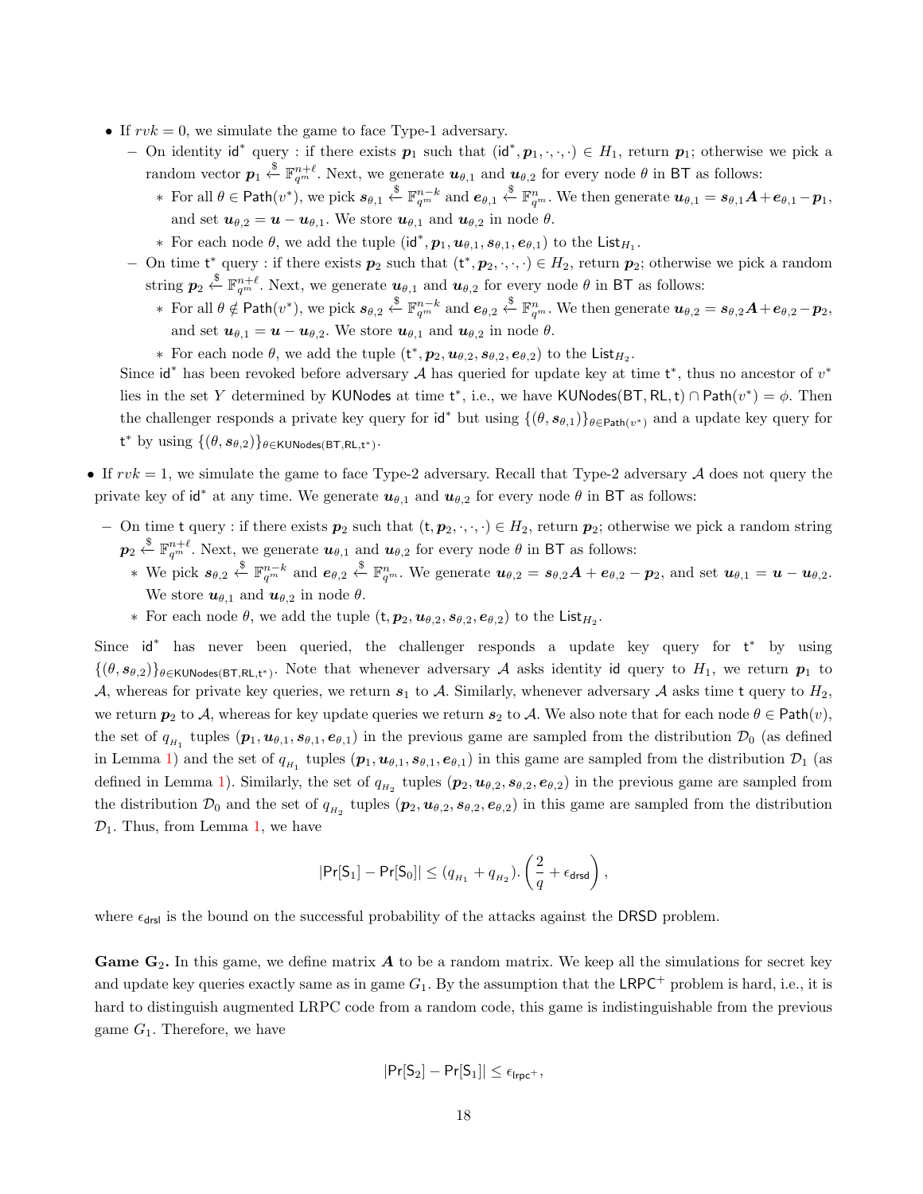- If $rvk = 0$, we simulate the game to face Type-1 adversary.
  - On identity $\mathsf{id}^*$ query : if there exists $\boldsymbol{p}_1$ such that $(\mathsf{id}^*, \boldsymbol{p}_1, \cdot, \cdot, \cdot) \in H_1$, return $\boldsymbol{p}_1$; otherwise we pick a random vector $\boldsymbol{p}_1 \xleftarrow{\$} \mathbb{F}_{q^m}^{n+\ell}$. Next, we generate $\boldsymbol{u}_{\theta,1}$ and $\boldsymbol{u}_{\theta,2}$ for every node $\theta$ in $\mathsf{BT}$ as follows:
    - For all $\theta \in \mathsf{Path}(v^*)$, we pick $\boldsymbol{s}_{\theta,1} \xleftarrow{\$} \mathbb{F}_{q^m}^{n-k}$ and $\boldsymbol{e}_{\theta,1} \xleftarrow{\$} \mathbb{F}_{q^m}^{n}$. We then generate $\boldsymbol{u}_{\theta,1} = \boldsymbol{s}_{\theta,1}\boldsymbol{A} + \boldsymbol{e}_{\theta,1} - \boldsymbol{p}_1$, and set $\boldsymbol{u}_{\theta,2} = \boldsymbol{u} - \boldsymbol{u}_{\theta,1}$. We store $\boldsymbol{u}_{\theta,1}$ and $\boldsymbol{u}_{\theta,2}$ in node $\theta$.
    - For each node $\theta$, we add the tuple $(\mathsf{id}^*, \boldsymbol{p}_1, \boldsymbol{u}_{\theta,1}, \boldsymbol{s}_{\theta,1}, \boldsymbol{e}_{\theta,1})$ to the $\mathsf{List}_{H_1}$.
  - On time $\mathsf{t}^*$ query : if there exists $\boldsymbol{p}_2$ such that $(\mathsf{t}^*, \boldsymbol{p}_2, \cdot, \cdot, \cdot) \in H_2$, return $\boldsymbol{p}_2$; otherwise we pick a random string $\boldsymbol{p}_2 \xleftarrow{\$} \mathbb{F}_{q^m}^{n+\ell}$. Next, we generate $\boldsymbol{u}_{\theta,1}$ and $\boldsymbol{u}_{\theta,2}$ for every node $\theta$ in $\mathsf{BT}$ as follows:
    - For all $\theta \notin \mathsf{Path}(v^*)$, we pick $\boldsymbol{s}_{\theta,2} \xleftarrow{\$} \mathbb{F}_{q^m}^{n-k}$ and $\boldsymbol{e}_{\theta,2} \xleftarrow{\$} \mathbb{F}_{q^m}^{n}$. We then generate $\boldsymbol{u}_{\theta,2} = \boldsymbol{s}_{\theta,2}\boldsymbol{A} + \boldsymbol{e}_{\theta,2} - \boldsymbol{p}_2$, and set $\boldsymbol{u}_{\theta,1} = \boldsymbol{u} - \boldsymbol{u}_{\theta,2}$. We store $\boldsymbol{u}_{\theta,1}$ and $\boldsymbol{u}_{\theta,2}$ in node $\theta$.
    - For each node $\theta$, we add the tuple $(\mathsf{t}^*, \boldsymbol{p}_2, \boldsymbol{u}_{\theta,2}, \boldsymbol{s}_{\theta,2}, \boldsymbol{e}_{\theta,2})$ to the $\mathsf{List}_{H_2}$.

  Since $\mathsf{id}^*$ has been revoked before adversary $\mathcal{A}$ has queried for update key at time $\mathsf{t}^*$, thus no ancestor of $v^*$ lies in the set $Y$ determined by $\mathsf{KUNodes}$ at time $\mathsf{t}^*$, i.e., we have $\mathsf{KUNodes}(\mathsf{BT}, \mathsf{RL}, \mathsf{t}) \cap \mathsf{Path}(v^*) = \phi$. Then the challenger responds a private key query for $\mathsf{id}^*$ but using $\{(\theta, \boldsymbol{s}_{\theta,1})\}_{\theta \in \mathsf{Path}(v^*)}$ and a update key query for $\mathsf{t}^*$ by using $\{(\theta, \boldsymbol{s}_{\theta,2})\}_{\theta \in \mathsf{KUNodes}(\mathsf{BT},\mathsf{RL},\mathsf{t}^*)}$.

- If $rvk = 1$, we simulate the game to face Type-2 adversary. Recall that Type-2 adversary $\mathcal{A}$ does not query the private key of $\mathsf{id}^*$ at any time. We generate $\boldsymbol{u}_{\theta,1}$ and $\boldsymbol{u}_{\theta,2}$ for every node $\theta$ in $\mathsf{BT}$ as follows:
  - On time $\mathsf{t}$ query : if there exists $\boldsymbol{p}_2$ such that $(\mathsf{t}, \boldsymbol{p}_2, \cdot, \cdot, \cdot) \in H_2$, return $\boldsymbol{p}_2$; otherwise we pick a random string $\boldsymbol{p}_2 \xleftarrow{\$} \mathbb{F}_{q^m}^{n+\ell}$. Next, we generate $\boldsymbol{u}_{\theta,1}$ and $\boldsymbol{u}_{\theta,2}$ for every node $\theta$ in $\mathsf{BT}$ as follows:
    - We pick $\boldsymbol{s}_{\theta,2} \xleftarrow{\$} \mathbb{F}_{q^m}^{n-k}$ and $\boldsymbol{e}_{\theta,2} \xleftarrow{\$} \mathbb{F}_{q^m}^{n}$. We generate $\boldsymbol{u}_{\theta,2} = \boldsymbol{s}_{\theta,2}\boldsymbol{A} + \boldsymbol{e}_{\theta,2} - \boldsymbol{p}_2$, and set $\boldsymbol{u}_{\theta,1} = \boldsymbol{u} - \boldsymbol{u}_{\theta,2}$. We store $\boldsymbol{u}_{\theta,1}$ and $\boldsymbol{u}_{\theta,2}$ in node $\theta$.
    - For each node $\theta$, we add the tuple $(\mathsf{t}, \boldsymbol{p}_2, \boldsymbol{u}_{\theta,2}, \boldsymbol{s}_{\theta,2}, \boldsymbol{e}_{\theta,2})$ to the $\mathsf{List}_{H_2}$.

  Since $\mathsf{id}^*$ has never been queried, the challenger responds a update key query for $\mathsf{t}^*$ by using $\{(\theta, \boldsymbol{s}_{\theta,2})\}_{\theta \in \mathsf{KUNodes}(\mathsf{BT},\mathsf{RL},\mathsf{t}^*)}$. Note that whenever adversary $\mathcal{A}$ asks identity $\mathsf{id}$ query to $H_1$, we return $\boldsymbol{p}_1$ to $\mathcal{A}$, whereas for private key queries, we return $\boldsymbol{s}_1$ to $\mathcal{A}$. Similarly, whenever adversary $\mathcal{A}$ asks time $\mathsf{t}$ query to $H_2$, we return $\boldsymbol{p}_2$ to $\mathcal{A}$, whereas for key update queries we return $\boldsymbol{s}_2$ to $\mathcal{A}$. We also note that for each node $\theta \in \mathsf{Path}(v)$, the set of $q_{H_1}$ tuples $(\boldsymbol{p}_1, \boldsymbol{u}_{\theta,1}, \boldsymbol{s}_{\theta,1}, \boldsymbol{e}_{\theta,1})$ in the previous game are sampled from the distribution $\mathcal{D}_0$ (as defined in Lemma 1) and the set of $q_{H_1}$ tuples $(\boldsymbol{p}_1, \boldsymbol{u}_{\theta,1}, \boldsymbol{s}_{\theta,1}, \boldsymbol{e}_{\theta,1})$ in this game are sampled from the distribution $\mathcal{D}_1$ (as defined in Lemma 1). Similarly, the set of $q_{H_2}$ tuples $(\boldsymbol{p}_2, \boldsymbol{u}_{\theta,2}, \boldsymbol{s}_{\theta,2}, \boldsymbol{e}_{\theta,2})$ in the previous game are sampled from the distribution $\mathcal{D}_0$ and the set of $q_{H_2}$ tuples $(\boldsymbol{p}_2, \boldsymbol{u}_{\theta,2}, \boldsymbol{s}_{\theta,2}, \boldsymbol{e}_{\theta,2})$ in this game are sampled from the distribution $\mathcal{D}_1$. Thus, from Lemma 1, we have

$$|\Pr[\mathsf{S}_1] - \Pr[\mathsf{S}_0]| \leq (q_{H_1} + q_{H_2}).\left(\frac{2}{q} + \epsilon_{\mathsf{drsd}}\right),$$

where $\epsilon_{\mathsf{drsl}}$ is the bound on the successful probability of the attacks against the $\mathsf{DRSD}$ problem.

**Game $\mathbf{G}_2$.** In this game, we define matrix $\boldsymbol{A}$ to be a random matrix. We keep all the simulations for secret key and update key queries exactly same as in game $G_1$. By the assumption that the $\mathsf{LRPC}^+$ problem is hard, i.e., it is hard to distinguish augmented LRPC code from a random code, this game is indistinguishable from the previous game $G_1$. Therefore, we have

$$|\Pr[\mathsf{S}_2] - \Pr[\mathsf{S}_1]| \leq \epsilon_{\mathsf{lrpc}^+},$$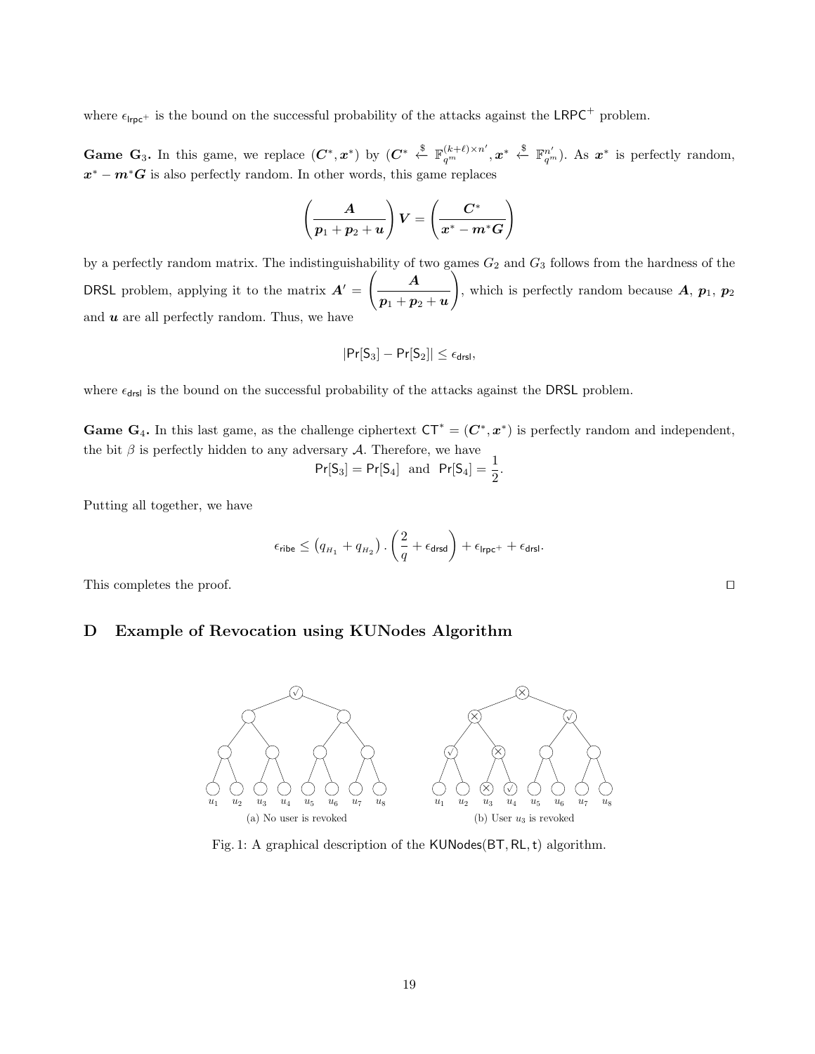where $\epsilon_{\mathsf{lrpc}^+}$ is the bound on the successful probability of the attacks against the $\mathsf{LRPC}^+$ problem.

**Game $\mathbf{G}_3$.** In this game, we replace $(\boldsymbol{C}^*, \boldsymbol{x}^*)$ by $(\boldsymbol{C}^* \xleftarrow{\$} \mathbb{F}_{q^m}^{(k+\ell)\times n'}, \boldsymbol{x}^* \xleftarrow{\$} \mathbb{F}_{q^m}^{n'})$. As $\boldsymbol{x}^*$ is perfectly random, $\boldsymbol{x}^* - \boldsymbol{m}^*\boldsymbol{G}$ is also perfectly random. In other words, this game replaces

$$\left(\frac{\boldsymbol{A}}{\boldsymbol{p}_1 + \boldsymbol{p}_2 + \boldsymbol{u}}\right)\boldsymbol{V} = \left(\frac{\boldsymbol{C}^*}{\boldsymbol{x}^* - \boldsymbol{m}^*\boldsymbol{G}}\right)$$

by a perfectly random matrix. The indistinguishability of two games $G_2$ and $G_3$ follows from the hardness of the $\mathsf{DRSL}$ problem, applying it to the matrix $\boldsymbol{A}' = \left(\frac{\boldsymbol{A}}{\boldsymbol{p}_1 + \boldsymbol{p}_2 + \boldsymbol{u}}\right)$, which is perfectly random because $\boldsymbol{A}$, $\boldsymbol{p}_1$, $\boldsymbol{p}_2$ and $\boldsymbol{u}$ are all perfectly random. Thus, we have

$$|\Pr[\mathsf{S}_3] - \Pr[\mathsf{S}_2]| \leq \epsilon_{\mathsf{drsl}},$$

where $\epsilon_{\mathsf{drsl}}$ is the bound on the successful probability of the attacks against the $\mathsf{DRSL}$ problem.

**Game $\mathbf{G}_4$.** In this last game, as the challenge ciphertext $\mathsf{CT}^* = (\boldsymbol{C}^*, \boldsymbol{x}^*)$ is perfectly random and independent, the bit $\beta$ is perfectly hidden to any adversary $\mathcal{A}$. Therefore, we have

$$\Pr[\mathsf{S}_3] = \Pr[\mathsf{S}_4] \text{ and } \Pr[\mathsf{S}_4] = \frac{1}{2}.$$

Putting all together, we have

$$\epsilon_{\mathsf{ribe}} \leq \left(q_{H_1} + q_{H_2}\right) . \left(\frac{2}{q} + \epsilon_{\mathsf{drsd}}\right) + \epsilon_{\mathsf{lrpc}^+} + \epsilon_{\mathsf{drsl}}.$$

This completes the proof. □

# D Example of Revocation using KUNodes Algorithm

$u_1$ $u_2$ $u_3$ $u_4$ $u_5$ $u_6$ $u_7$ $u_8$

(a) No user is revoked

$u_1$ $u_2$ $u_3$ $u_4$ $u_5$ $u_6$ $u_7$ $u_8$

(b) User $u_3$ is revoked

Fig. 1: A graphical description of the $\mathsf{KUNodes}(\mathsf{BT}, \mathsf{RL}, \mathsf{t})$ algorithm.